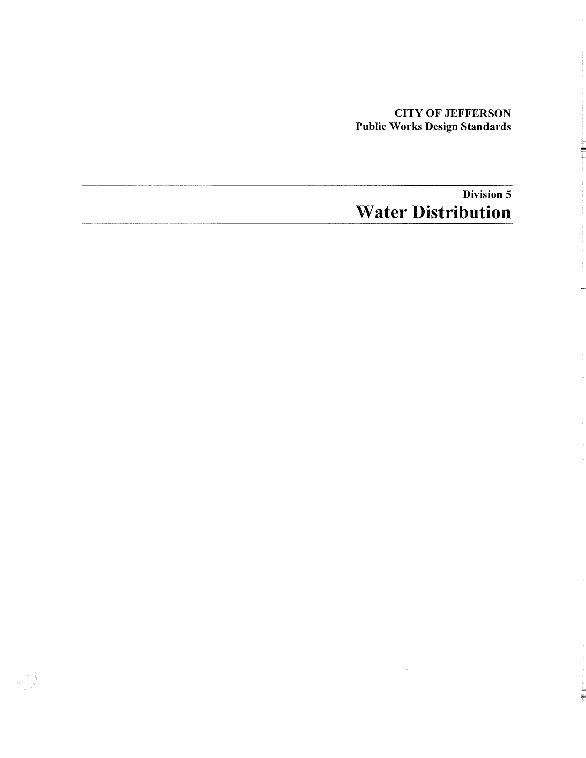**CITY OF JEFFERSON**
**Public Works Design Standards**

---

**Division 5**

# Water Distribution

---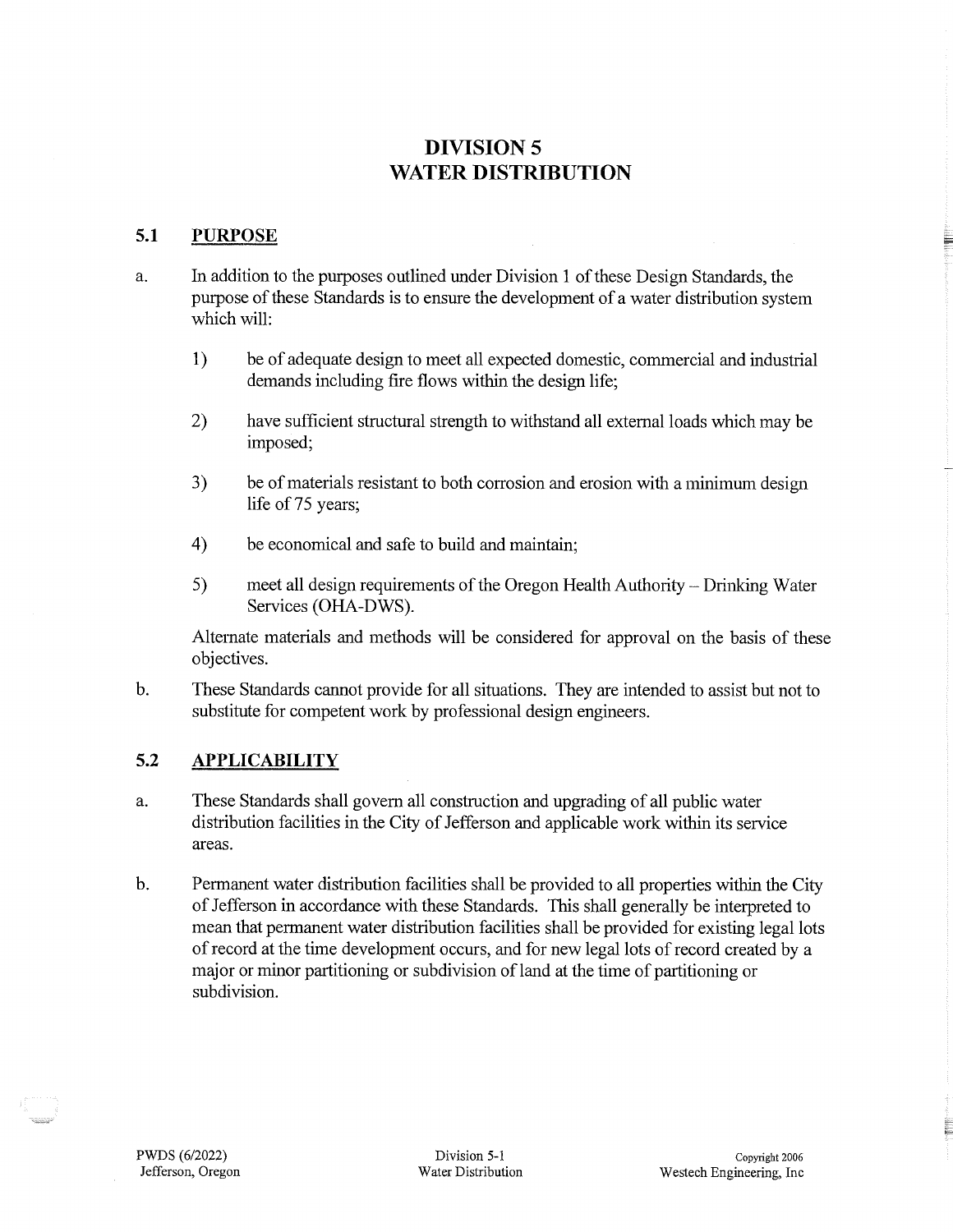# DIVISION 5
# WATER DISTRIBUTION

## 5.1 PURPOSE

a. In addition to the purposes outlined under Division 1 of these Design Standards, the purpose of these Standards is to ensure the development of a water distribution system which will:

1) be of adequate design to meet all expected domestic, commercial and industrial demands including fire flows within the design life;

2) have sufficient structural strength to withstand all external loads which may be imposed;

3) be of materials resistant to both corrosion and erosion with a minimum design life of 75 years;

4) be economical and safe to build and maintain;

5) meet all design requirements of the Oregon Health Authority – Drinking Water Services (OHA-DWS).

Alternate materials and methods will be considered for approval on the basis of these objectives.

b. These Standards cannot provide for all situations. They are intended to assist but not to substitute for competent work by professional design engineers.

## 5.2 APPLICABILITY

a. These Standards shall govern all construction and upgrading of all public water distribution facilities in the City of Jefferson and applicable work within its service areas.

b. Permanent water distribution facilities shall be provided to all properties within the City of Jefferson in accordance with these Standards. This shall generally be interpreted to mean that permanent water distribution facilities shall be provided for existing legal lots of record at the time development occurs, and for new legal lots of record created by a major or minor partitioning or subdivision of land at the time of partitioning or subdivision.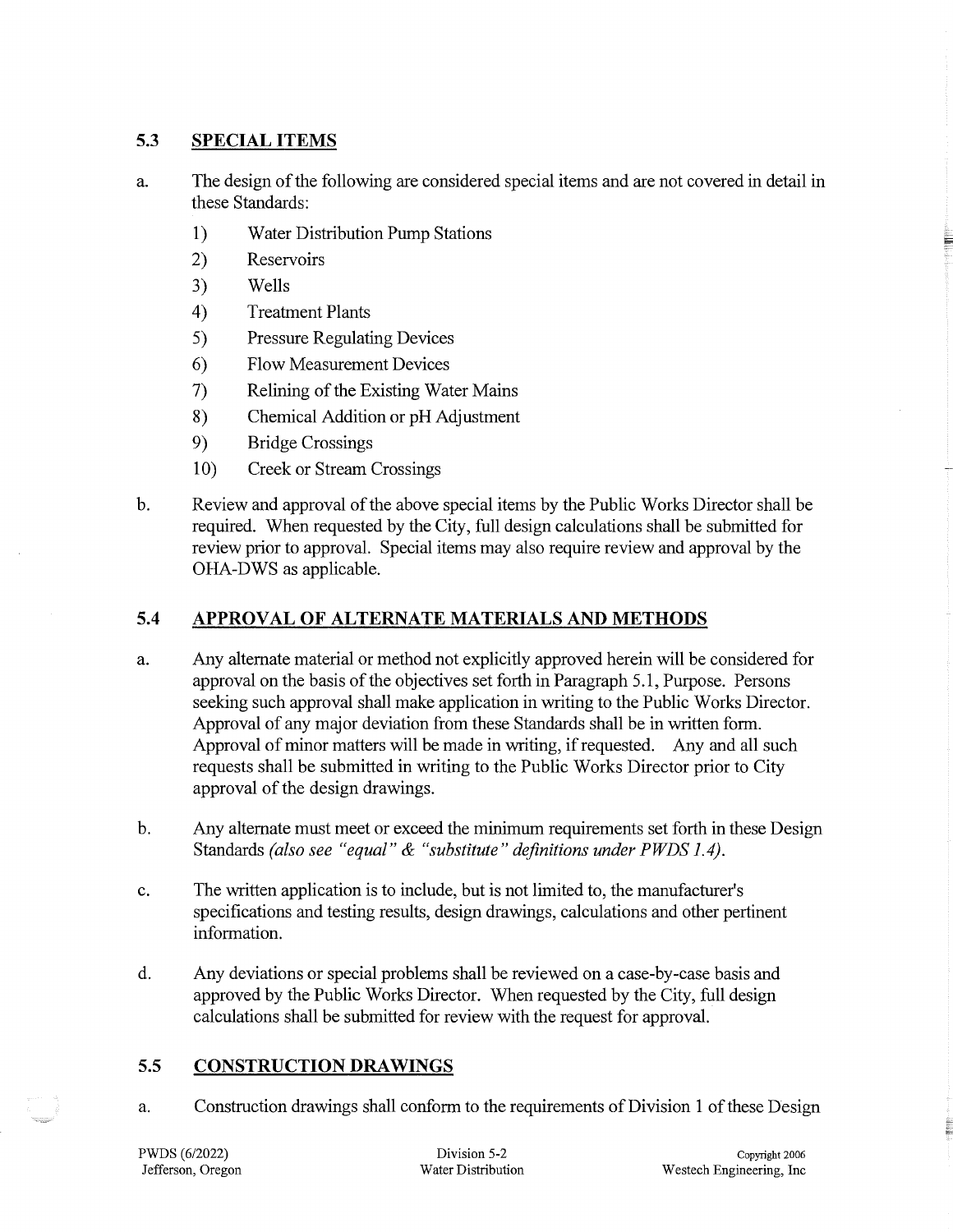## 5.3 SPECIAL ITEMS

a. The design of the following are considered special items and are not covered in detail in these Standards:

   1) Water Distribution Pump Stations
   2) Reservoirs
   3) Wells
   4) Treatment Plants
   5) Pressure Regulating Devices
   6) Flow Measurement Devices
   7) Relining of the Existing Water Mains
   8) Chemical Addition or pH Adjustment
   9) Bridge Crossings
   10) Creek or Stream Crossings

b. Review and approval of the above special items by the Public Works Director shall be required. When requested by the City, full design calculations shall be submitted for review prior to approval. Special items may also require review and approval by the OHA-DWS as applicable.

## 5.4 APPROVAL OF ALTERNATE MATERIALS AND METHODS

a. Any alternate material or method not explicitly approved herein will be considered for approval on the basis of the objectives set forth in Paragraph 5.1, Purpose. Persons seeking such approval shall make application in writing to the Public Works Director. Approval of any major deviation from these Standards shall be in written form. Approval of minor matters will be made in writing, if requested. Any and all such requests shall be submitted in writing to the Public Works Director prior to City approval of the design drawings.

b. Any alternate must meet or exceed the minimum requirements set forth in these Design Standards *(also see "equal" & "substitute" definitions under PWDS 1.4)*.

c. The written application is to include, but is not limited to, the manufacturer's specifications and testing results, design drawings, calculations and other pertinent information.

d. Any deviations or special problems shall be reviewed on a case-by-case basis and approved by the Public Works Director. When requested by the City, full design calculations shall be submitted for review with the request for approval.

## 5.5 CONSTRUCTION DRAWINGS

a. Construction drawings shall conform to the requirements of Division 1 of these Design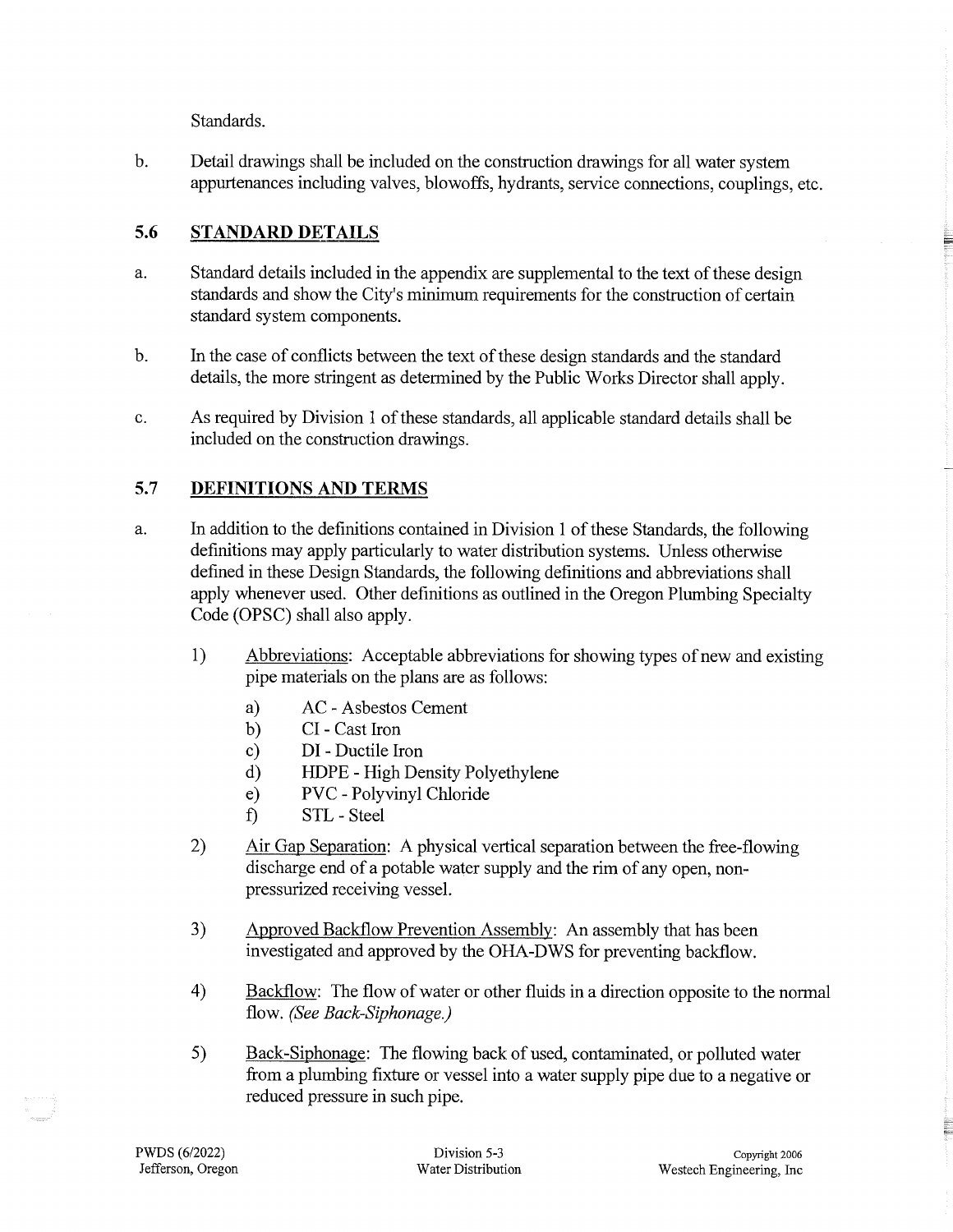Standards.

b. Detail drawings shall be included on the construction drawings for all water system appurtenances including valves, blowoffs, hydrants, service connections, couplings, etc.

## 5.6 STANDARD DETAILS

a. Standard details included in the appendix are supplemental to the text of these design standards and show the City's minimum requirements for the construction of certain standard system components.

b. In the case of conflicts between the text of these design standards and the standard details, the more stringent as determined by the Public Works Director shall apply.

c. As required by Division 1 of these standards, all applicable standard details shall be included on the construction drawings.

## 5.7 DEFINITIONS AND TERMS

a. In addition to the definitions contained in Division 1 of these Standards, the following definitions may apply particularly to water distribution systems. Unless otherwise defined in these Design Standards, the following definitions and abbreviations shall apply whenever used. Other definitions as outlined in the Oregon Plumbing Specialty Code (OPSC) shall also apply.

   1) Abbreviations: Acceptable abbreviations for showing types of new and existing pipe materials on the plans are as follows:

      a) AC - Asbestos Cement
      b) CI - Cast Iron
      c) DI - Ductile Iron
      d) HDPE - High Density Polyethylene
      e) PVC - Polyvinyl Chloride
      f) STL - Steel

   2) Air Gap Separation: A physical vertical separation between the free-flowing discharge end of a potable water supply and the rim of any open, non-pressurized receiving vessel.

   3) Approved Backflow Prevention Assembly: An assembly that has been investigated and approved by the OHA-DWS for preventing backflow.

   4) Backflow: The flow of water or other fluids in a direction opposite to the normal flow. *(See Back-Siphonage.)*

   5) Back-Siphonage: The flowing back of used, contaminated, or polluted water from a plumbing fixture or vessel into a water supply pipe due to a negative or reduced pressure in such pipe.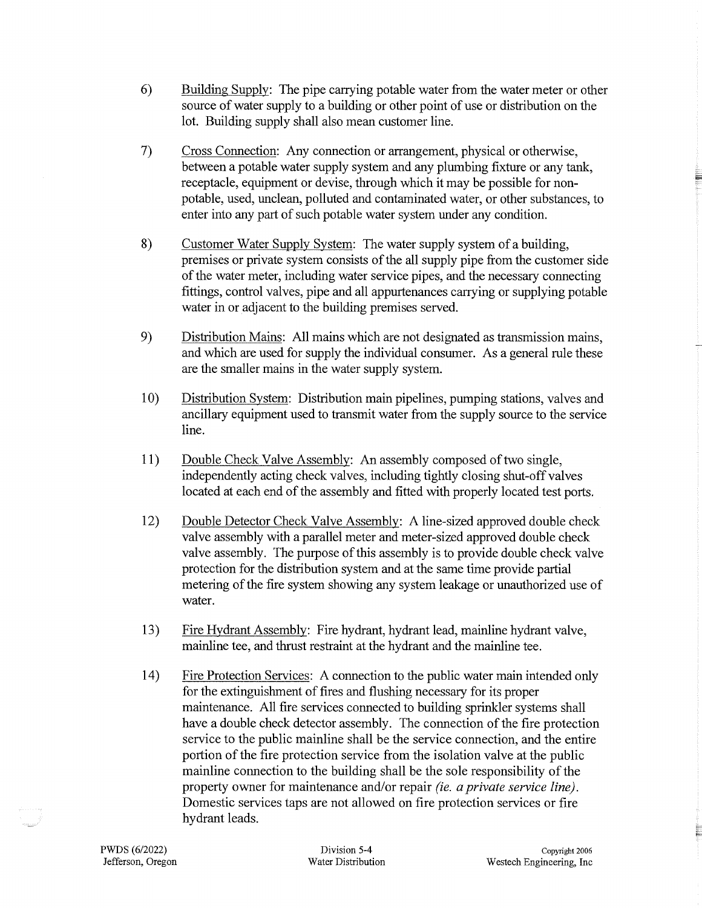6) Building Supply: The pipe carrying potable water from the water meter or other source of water supply to a building or other point of use or distribution on the lot. Building supply shall also mean customer line.

7) Cross Connection: Any connection or arrangement, physical or otherwise, between a potable water supply system and any plumbing fixture or any tank, receptacle, equipment or devise, through which it may be possible for non-potable, used, unclean, polluted and contaminated water, or other substances, to enter into any part of such potable water system under any condition.

8) Customer Water Supply System: The water supply system of a building, premises or private system consists of the all supply pipe from the customer side of the water meter, including water service pipes, and the necessary connecting fittings, control valves, pipe and all appurtenances carrying or supplying potable water in or adjacent to the building premises served.

9) Distribution Mains: All mains which are not designated as transmission mains, and which are used for supply the individual consumer. As a general rule these are the smaller mains in the water supply system.

10) Distribution System: Distribution main pipelines, pumping stations, valves and ancillary equipment used to transmit water from the supply source to the service line.

11) Double Check Valve Assembly: An assembly composed of two single, independently acting check valves, including tightly closing shut-off valves located at each end of the assembly and fitted with properly located test ports.

12) Double Detector Check Valve Assembly: A line-sized approved double check valve assembly with a parallel meter and meter-sized approved double check valve assembly. The purpose of this assembly is to provide double check valve protection for the distribution system and at the same time provide partial metering of the fire system showing any system leakage or unauthorized use of water.

13) Fire Hydrant Assembly: Fire hydrant, hydrant lead, mainline hydrant valve, mainline tee, and thrust restraint at the hydrant and the mainline tee.

14) Fire Protection Services: A connection to the public water main intended only for the extinguishment of fires and flushing necessary for its proper maintenance. All fire services connected to building sprinkler systems shall have a double check detector assembly. The connection of the fire protection service to the public mainline shall be the service connection, and the entire portion of the fire protection service from the isolation valve at the public mainline connection to the building shall be the sole responsibility of the property owner for maintenance and/or repair *(ie. a private service line)*. Domestic services taps are not allowed on fire protection services or fire hydrant leads.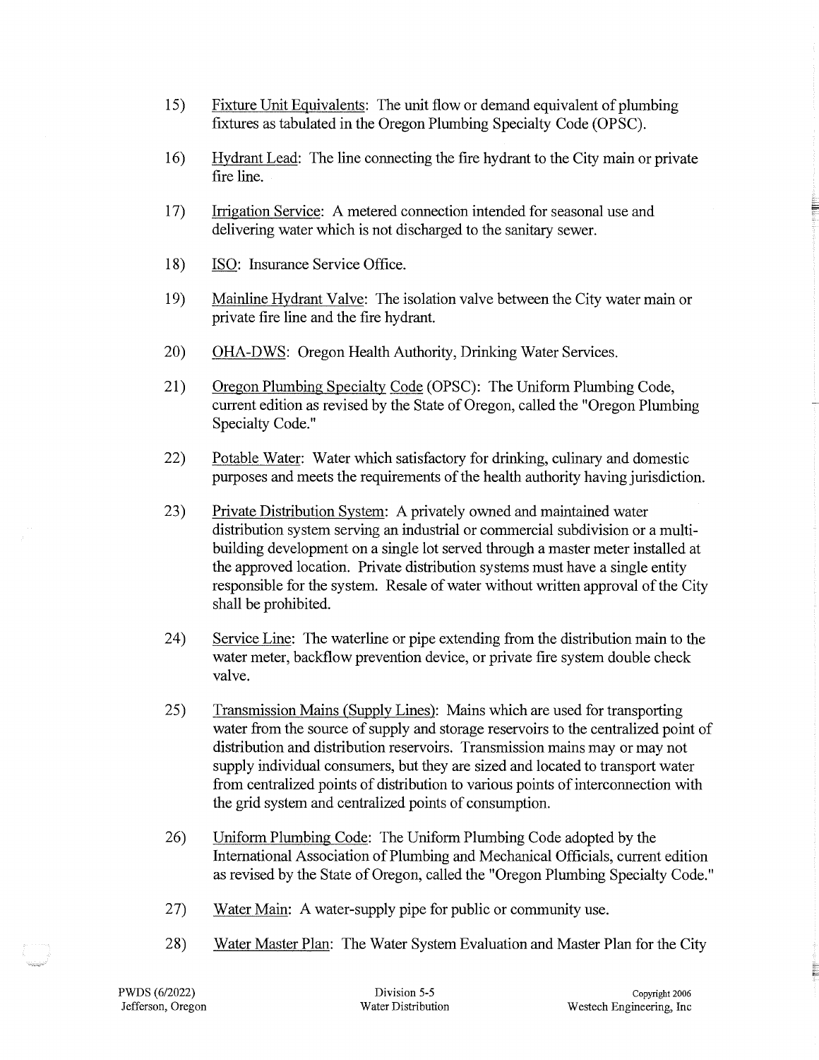15) <u>Fixture Unit Equivalents</u>: The unit flow or demand equivalent of plumbing fixtures as tabulated in the Oregon Plumbing Specialty Code (OPSC).

16) <u>Hydrant Lead</u>: The line connecting the fire hydrant to the City main or private fire line.

17) <u>Irrigation Service</u>: A metered connection intended for seasonal use and delivering water which is not discharged to the sanitary sewer.

18) <u>ISO</u>: Insurance Service Office.

19) <u>Mainline Hydrant Valve</u>: The isolation valve between the City water main or private fire line and the fire hydrant.

20) <u>OHA-DWS</u>: Oregon Health Authority, Drinking Water Services.

21) <u>Oregon Plumbing Specialty Code</u> (OPSC): The Uniform Plumbing Code, current edition as revised by the State of Oregon, called the "Oregon Plumbing Specialty Code."

22) <u>Potable Water</u>: Water which satisfactory for drinking, culinary and domestic purposes and meets the requirements of the health authority having jurisdiction.

23) <u>Private Distribution System</u>: A privately owned and maintained water distribution system serving an industrial or commercial subdivision or a multi-building development on a single lot served through a master meter installed at the approved location. Private distribution systems must have a single entity responsible for the system. Resale of water without written approval of the City shall be prohibited.

24) <u>Service Line</u>: The waterline or pipe extending from the distribution main to the water meter, backflow prevention device, or private fire system double check valve.

25) <u>Transmission Mains (Supply Lines)</u>: Mains which are used for transporting water from the source of supply and storage reservoirs to the centralized point of distribution and distribution reservoirs. Transmission mains may or may not supply individual consumers, but they are sized and located to transport water from centralized points of distribution to various points of interconnection with the grid system and centralized points of consumption.

26) <u>Uniform Plumbing Code</u>: The Uniform Plumbing Code adopted by the International Association of Plumbing and Mechanical Officials, current edition as revised by the State of Oregon, called the "Oregon Plumbing Specialty Code."

27) <u>Water Main</u>: A water-supply pipe for public or community use.

28) <u>Water Master Plan</u>: The Water System Evaluation and Master Plan for the City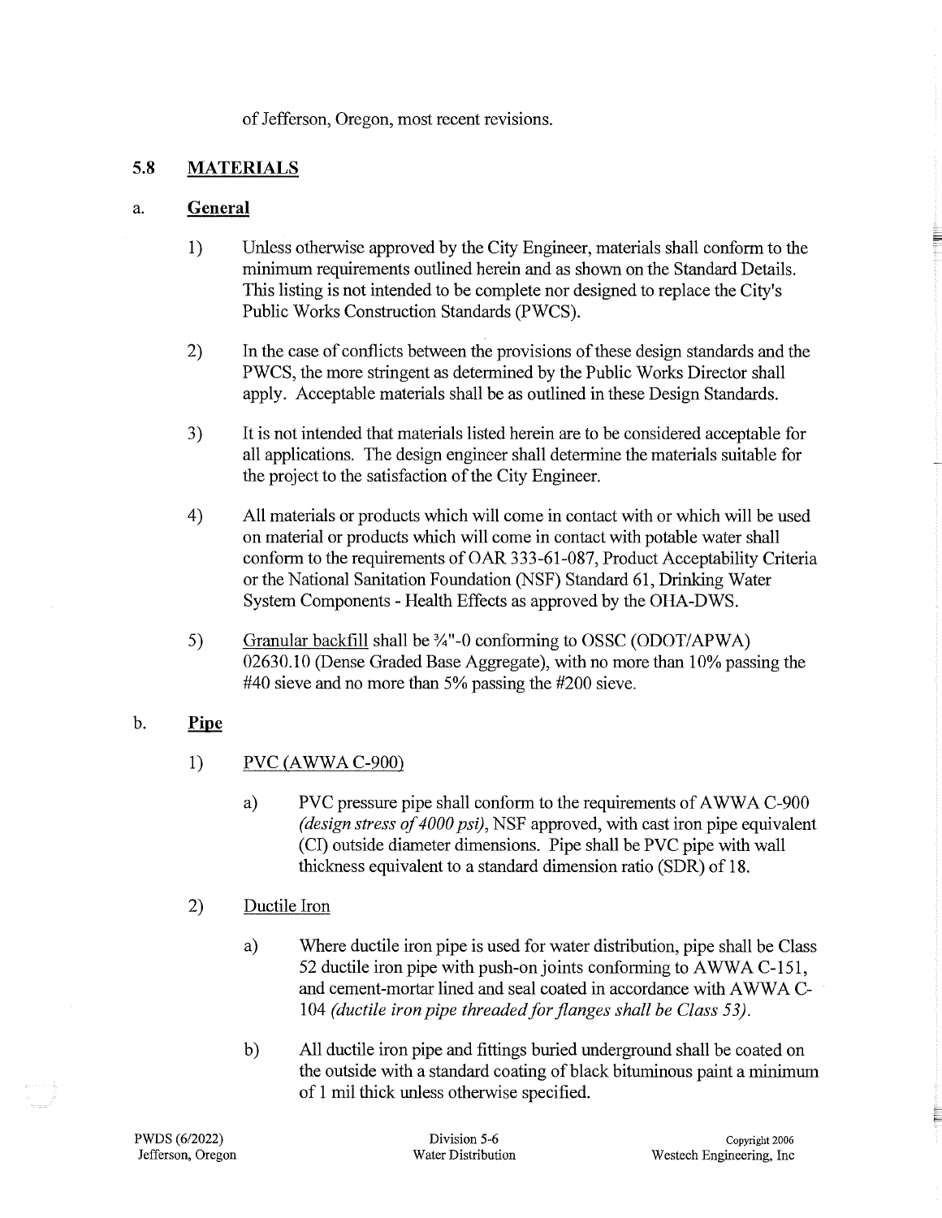of Jefferson, Oregon, most recent revisions.

## 5.8 MATERIALS

### a. General

1) Unless otherwise approved by the City Engineer, materials shall conform to the minimum requirements outlined herein and as shown on the Standard Details. This listing is not intended to be complete nor designed to replace the City's Public Works Construction Standards (PWCS).

2) In the case of conflicts between the provisions of these design standards and the PWCS, the more stringent as determined by the Public Works Director shall apply. Acceptable materials shall be as outlined in these Design Standards.

3) It is not intended that materials listed herein are to be considered acceptable for all applications. The design engineer shall determine the materials suitable for the project to the satisfaction of the City Engineer.

4) All materials or products which will come in contact with or which will be used on material or products which will come in contact with potable water shall conform to the requirements of OAR 333-61-087, Product Acceptability Criteria or the National Sanitation Foundation (NSF) Standard 61, Drinking Water System Components - Health Effects as approved by the OHA-DWS.

5) Granular backfill shall be ¾"-0 conforming to OSSC (ODOT/APWA) 02630.10 (Dense Graded Base Aggregate), with no more than 10% passing the #40 sieve and no more than 5% passing the #200 sieve.

### b. Pipe

1) PVC (AWWA C-900)

   a) PVC pressure pipe shall conform to the requirements of AWWA C-900 *(design stress of 4000 psi)*, NSF approved, with cast iron pipe equivalent (CI) outside diameter dimensions. Pipe shall be PVC pipe with wall thickness equivalent to a standard dimension ratio (SDR) of 18.

2) Ductile Iron

   a) Where ductile iron pipe is used for water distribution, pipe shall be Class 52 ductile iron pipe with push-on joints conforming to AWWA C-151, and cement-mortar lined and seal coated in accordance with AWWA C-104 *(ductile iron pipe threaded for flanges shall be Class 53)*.

   b) All ductile iron pipe and fittings buried underground shall be coated on the outside with a standard coating of black bituminous paint a minimum of 1 mil thick unless otherwise specified.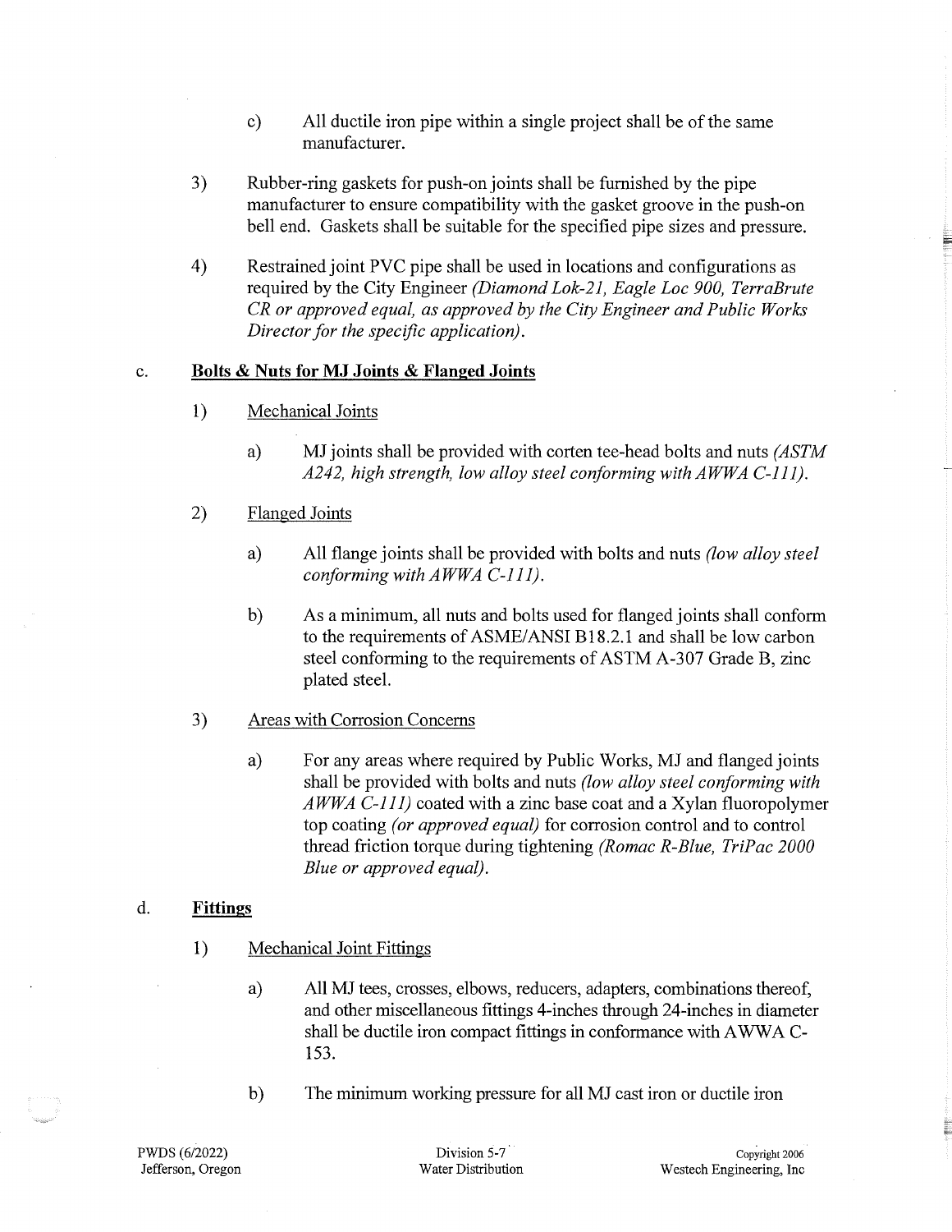c) All ductile iron pipe within a single project shall be of the same manufacturer.

3) Rubber-ring gaskets for push-on joints shall be furnished by the pipe manufacturer to ensure compatibility with the gasket groove in the push-on bell end. Gaskets shall be suitable for the specified pipe sizes and pressure.

4) Restrained joint PVC pipe shall be used in locations and configurations as required by the City Engineer *(Diamond Lok-21, Eagle Loc 900, TerraBrute CR or approved equal, as approved by the City Engineer and Public Works Director for the specific application)*.

c. **<u>Bolts & Nuts for MJ Joints & Flanged Joints</u>**

1) <u>Mechanical Joints</u>

a) MJ joints shall be provided with corten tee-head bolts and nuts *(ASTM A242, high strength, low alloy steel conforming with AWWA C-111)*.

2) <u>Flanged Joints</u>

a) All flange joints shall be provided with bolts and nuts *(low alloy steel conforming with AWWA C-111)*.

b) As a minimum, all nuts and bolts used for flanged joints shall conform to the requirements of ASME/ANSI B18.2.1 and shall be low carbon steel conforming to the requirements of ASTM A-307 Grade B, zinc plated steel.

3) <u>Areas with Corrosion Concerns</u>

a) For any areas where required by Public Works, MJ and flanged joints shall be provided with bolts and nuts *(low alloy steel conforming with AWWA C-111)* coated with a zinc base coat and a Xylan fluoropolymer top coating *(or approved equal)* for corrosion control and to control thread friction torque during tightening *(Romac R-Blue, TriPac 2000 Blue or approved equal)*.

d. **<u>Fittings</u>**

1) <u>Mechanical Joint Fittings</u>

a) All MJ tees, crosses, elbows, reducers, adapters, combinations thereof, and other miscellaneous fittings 4-inches through 24-inches in diameter shall be ductile iron compact fittings in conformance with AWWA C-153.

b) The minimum working pressure for all MJ cast iron or ductile iron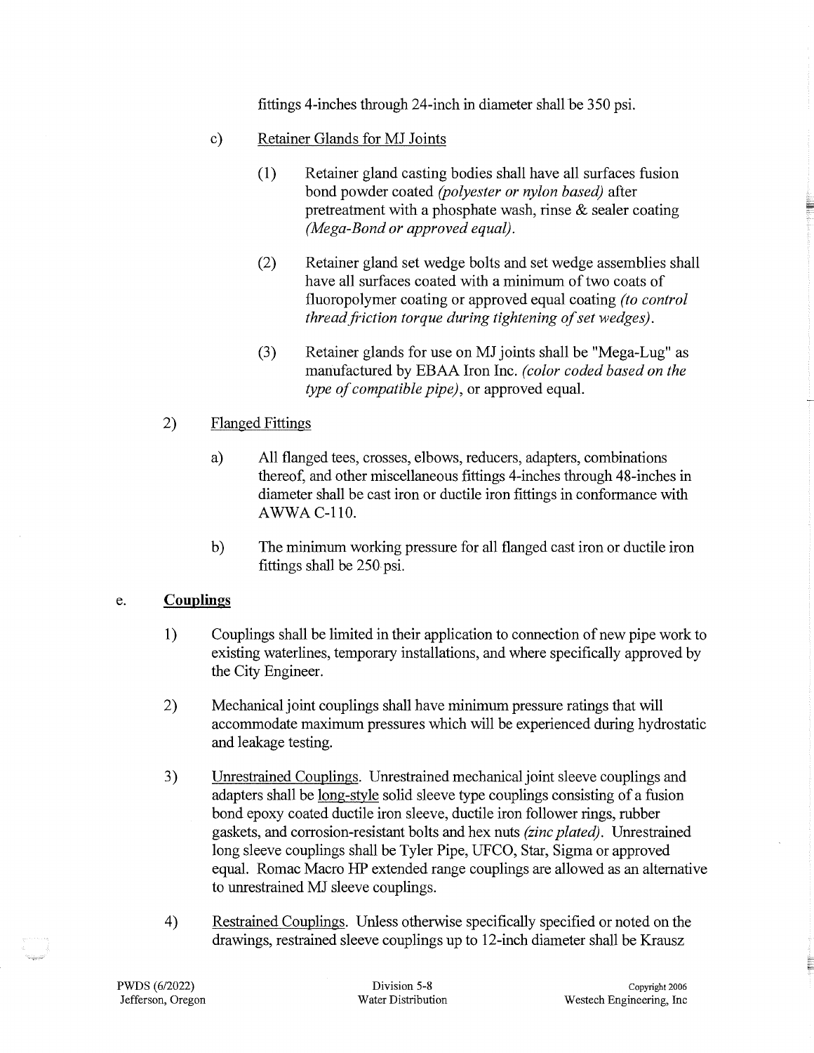fittings 4-inches through 24-inch in diameter shall be 350 psi.

c) Retainer Glands for MJ Joints

(1) Retainer gland casting bodies shall have all surfaces fusion bond powder coated *(polyester or nylon based)* after pretreatment with a phosphate wash, rinse & sealer coating *(Mega-Bond or approved equal)*.

(2) Retainer gland set wedge bolts and set wedge assemblies shall have all surfaces coated with a minimum of two coats of fluoropolymer coating or approved equal coating *(to control thread friction torque during tightening of set wedges)*.

(3) Retainer glands for use on MJ joints shall be "Mega-Lug" as manufactured by EBAA Iron Inc. *(color coded based on the type of compatible pipe)*, or approved equal.

2) Flanged Fittings

a) All flanged tees, crosses, elbows, reducers, adapters, combinations thereof, and other miscellaneous fittings 4-inches through 48-inches in diameter shall be cast iron or ductile iron fittings in conformance with AWWA C-110.

b) The minimum working pressure for all flanged cast iron or ductile iron fittings shall be 250 psi.

e. **Couplings**

1) Couplings shall be limited in their application to connection of new pipe work to existing waterlines, temporary installations, and where specifically approved by the City Engineer.

2) Mechanical joint couplings shall have minimum pressure ratings that will accommodate maximum pressures which will be experienced during hydrostatic and leakage testing.

3) Unrestrained Couplings. Unrestrained mechanical joint sleeve couplings and adapters shall be long-style solid sleeve type couplings consisting of a fusion bond epoxy coated ductile iron sleeve, ductile iron follower rings, rubber gaskets, and corrosion-resistant bolts and hex nuts *(zinc plated)*. Unrestrained long sleeve couplings shall be Tyler Pipe, UFCO, Star, Sigma or approved equal. Romac Macro HP extended range couplings are allowed as an alternative to unrestrained MJ sleeve couplings.

4) Restrained Couplings. Unless otherwise specifically specified or noted on the drawings, restrained sleeve couplings up to 12-inch diameter shall be Krausz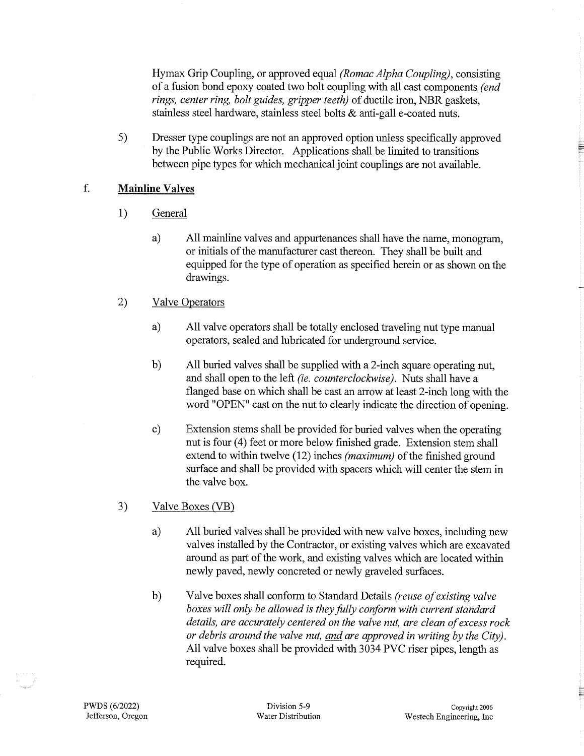Hymax Grip Coupling, or approved equal *(Romac Alpha Coupling)*, consisting of a fusion bond epoxy coated two bolt coupling with all cast components *(end rings, center ring, bolt guides, gripper teeth)* of ductile iron, NBR gaskets, stainless steel hardware, stainless steel bolts & anti-gall e-coated nuts.

5) Dresser type couplings are not an approved option unless specifically approved by the Public Works Director. Applications shall be limited to transitions between pipe types for which mechanical joint couplings are not available.

f. **Mainline Valves**

1) General

a) All mainline valves and appurtenances shall have the name, monogram, or initials of the manufacturer cast thereon. They shall be built and equipped for the type of operation as specified herein or as shown on the drawings.

2) Valve Operators

a) All valve operators shall be totally enclosed traveling nut type manual operators, sealed and lubricated for underground service.

b) All buried valves shall be supplied with a 2-inch square operating nut, and shall open to the left *(ie. counterclockwise)*. Nuts shall have a flanged base on which shall be cast an arrow at least 2-inch long with the word "OPEN" cast on the nut to clearly indicate the direction of opening.

c) Extension stems shall be provided for buried valves when the operating nut is four (4) feet or more below finished grade. Extension stem shall extend to within twelve (12) inches *(maximum)* of the finished ground surface and shall be provided with spacers which will center the stem in the valve box.

3) Valve Boxes (VB)

a) All buried valves shall be provided with new valve boxes, including new valves installed by the Contractor, or existing valves which are excavated around as part of the work, and existing valves which are located within newly paved, newly concreted or newly graveled surfaces.

b) Valve boxes shall conform to Standard Details *(reuse of existing valve boxes will only be allowed is they fully conform with current standard details, are accurately centered on the valve nut, are clean of excess rock or debris around the valve nut, and are approved in writing by the City)*. All valve boxes shall be provided with 3034 PVC riser pipes, length as required.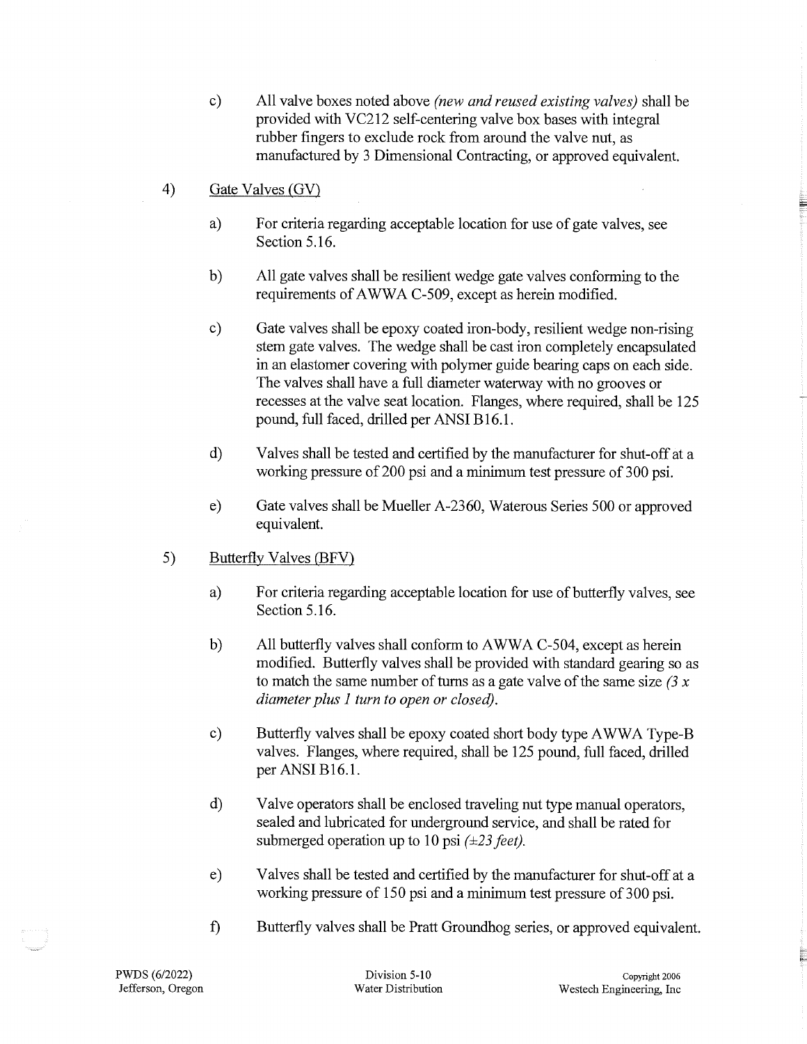c) All valve boxes noted above *(new and reused existing valves)* shall be provided with VC212 self-centering valve box bases with integral rubber fingers to exclude rock from around the valve nut, as manufactured by 3 Dimensional Contracting, or approved equivalent.

4) <u>Gate Valves (GV)</u>

a) For criteria regarding acceptable location for use of gate valves, see Section 5.16.

b) All gate valves shall be resilient wedge gate valves conforming to the requirements of AWWA C-509, except as herein modified.

c) Gate valves shall be epoxy coated iron-body, resilient wedge non-rising stem gate valves. The wedge shall be cast iron completely encapsulated in an elastomer covering with polymer guide bearing caps on each side. The valves shall have a full diameter waterway with no grooves or recesses at the valve seat location. Flanges, where required, shall be 125 pound, full faced, drilled per ANSI B16.1.

d) Valves shall be tested and certified by the manufacturer for shut-off at a working pressure of 200 psi and a minimum test pressure of 300 psi.

e) Gate valves shall be Mueller A-2360, Waterous Series 500 or approved equivalent.

5) <u>Butterfly Valves (BFV)</u>

a) For criteria regarding acceptable location for use of butterfly valves, see Section 5.16.

b) All butterfly valves shall conform to AWWA C-504, except as herein modified. Butterfly valves shall be provided with standard gearing so as to match the same number of turns as a gate valve of the same size *(3 x diameter plus 1 turn to open or closed)*.

c) Butterfly valves shall be epoxy coated short body type AWWA Type-B valves. Flanges, where required, shall be 125 pound, full faced, drilled per ANSI B16.1.

d) Valve operators shall be enclosed traveling nut type manual operators, sealed and lubricated for underground service, and shall be rated for submerged operation up to 10 psi *(±23 feet)*.

e) Valves shall be tested and certified by the manufacturer for shut-off at a working pressure of 150 psi and a minimum test pressure of 300 psi.

f) Butterfly valves shall be Pratt Groundhog series, or approved equivalent.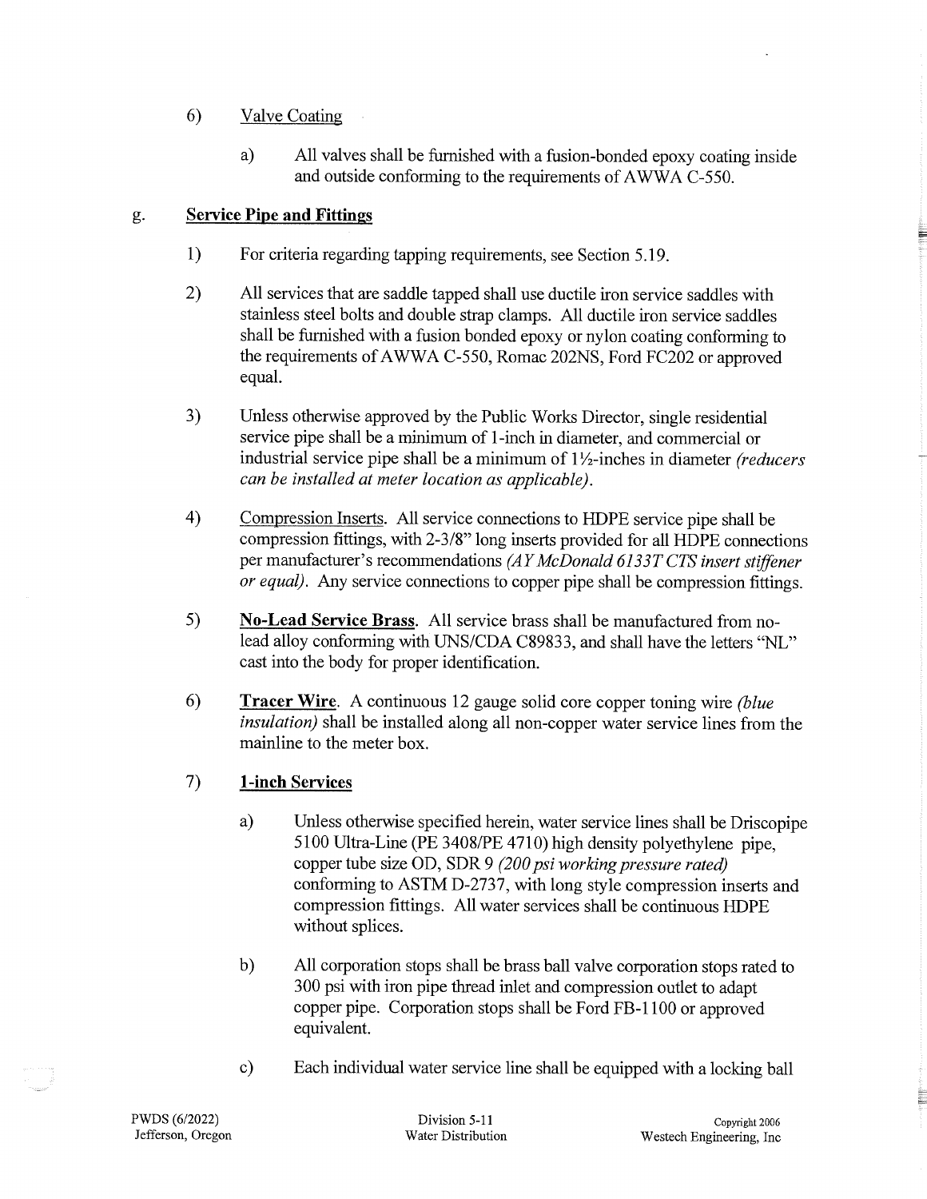6) <u>Valve Coating</u>

   a) All valves shall be furnished with a fusion-bonded epoxy coating inside and outside conforming to the requirements of AWWA C-550.

g. **<u>Service Pipe and Fittings</u>**

   1) For criteria regarding tapping requirements, see Section 5.19.

   2) All services that are saddle tapped shall use ductile iron service saddles with stainless steel bolts and double strap clamps. All ductile iron service saddles shall be furnished with a fusion bonded epoxy or nylon coating conforming to the requirements of AWWA C-550, Romac 202NS, Ford FC202 or approved equal.

   3) Unless otherwise approved by the Public Works Director, single residential service pipe shall be a minimum of 1-inch in diameter, and commercial or industrial service pipe shall be a minimum of 1½-inches in diameter *(reducers can be installed at meter location as applicable)*.

   4) <u>Compression Inserts</u>. All service connections to HDPE service pipe shall be compression fittings, with 2-3/8" long inserts provided for all HDPE connections per manufacturer's recommendations *(AY McDonald 6133T CTS insert stiffener or equal)*. Any service connections to copper pipe shall be compression fittings.

   5) **<u>No-Lead Service Brass</u>**. All service brass shall be manufactured from no-lead alloy conforming with UNS/CDA C89833, and shall have the letters "NL" cast into the body for proper identification.

   6) **<u>Tracer Wire</u>**. A continuous 12 gauge solid core copper toning wire *(blue insulation)* shall be installed along all non-copper water service lines from the mainline to the meter box.

   7) **<u>1-inch Services</u>**

      a) Unless otherwise specified herein, water service lines shall be Driscopipe 5100 Ultra-Line (PE 3408/PE 4710) high density polyethylene pipe, copper tube size OD, SDR 9 *(200 psi working pressure rated)* conforming to ASTM D-2737, with long style compression inserts and compression fittings. All water services shall be continuous HDPE without splices.

      b) All corporation stops shall be brass ball valve corporation stops rated to 300 psi with iron pipe thread inlet and compression outlet to adapt copper pipe. Corporation stops shall be Ford FB-1100 or approved equivalent.

      c) Each individual water service line shall be equipped with a locking ball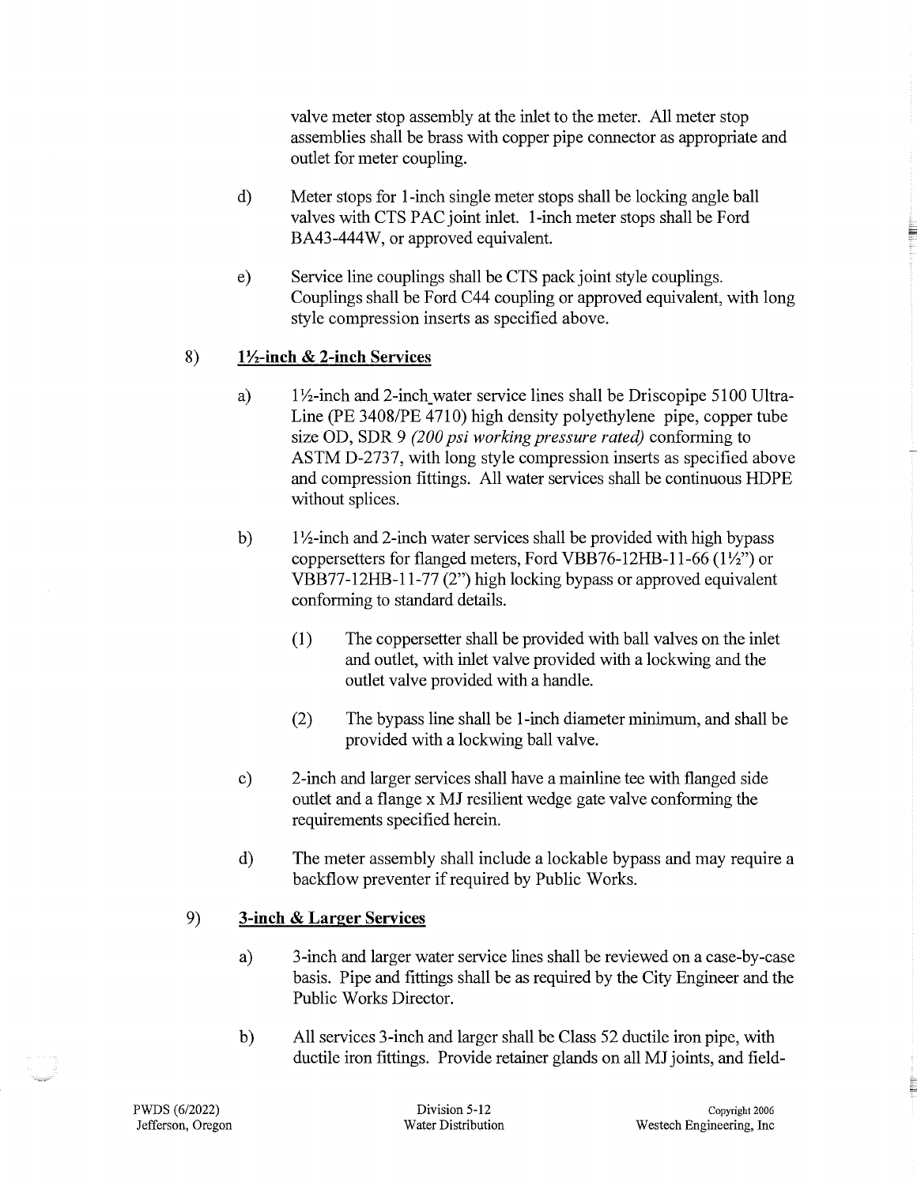valve meter stop assembly at the inlet to the meter. All meter stop assemblies shall be brass with copper pipe connector as appropriate and outlet for meter coupling.

d) Meter stops for 1-inch single meter stops shall be locking angle ball valves with CTS PAC joint inlet. 1-inch meter stops shall be Ford BA43-444W, or approved equivalent.

e) Service line couplings shall be CTS pack joint style couplings. Couplings shall be Ford C44 coupling or approved equivalent, with long style compression inserts as specified above.

8) **<u>1½-inch & 2-inch Services</u>**

a) 1½-inch and 2-inch water service lines shall be Driscopipe 5100 Ultra-Line (PE 3408/PE 4710) high density polyethylene pipe, copper tube size OD, SDR 9 *(200 psi working pressure rated)* conforming to ASTM D-2737, with long style compression inserts as specified above and compression fittings. All water services shall be continuous HDPE without splices.

b) 1½-inch and 2-inch water services shall be provided with high bypass coppersetters for flanged meters, Ford VBB76-12HB-11-66 (1½") or VBB77-12HB-11-77 (2") high locking bypass or approved equivalent conforming to standard details.

(1) The coppersetter shall be provided with ball valves on the inlet and outlet, with inlet valve provided with a lockwing and the outlet valve provided with a handle.

(2) The bypass line shall be 1-inch diameter minimum, and shall be provided with a lockwing ball valve.

c) 2-inch and larger services shall have a mainline tee with flanged side outlet and a flange x MJ resilient wedge gate valve conforming the requirements specified herein.

d) The meter assembly shall include a lockable bypass and may require a backflow preventer if required by Public Works.

9) **<u>3-inch & Larger Services</u>**

a) 3-inch and larger water service lines shall be reviewed on a case-by-case basis. Pipe and fittings shall be as required by the City Engineer and the Public Works Director.

b) All services 3-inch and larger shall be Class 52 ductile iron pipe, with ductile iron fittings. Provide retainer glands on all MJ joints, and field-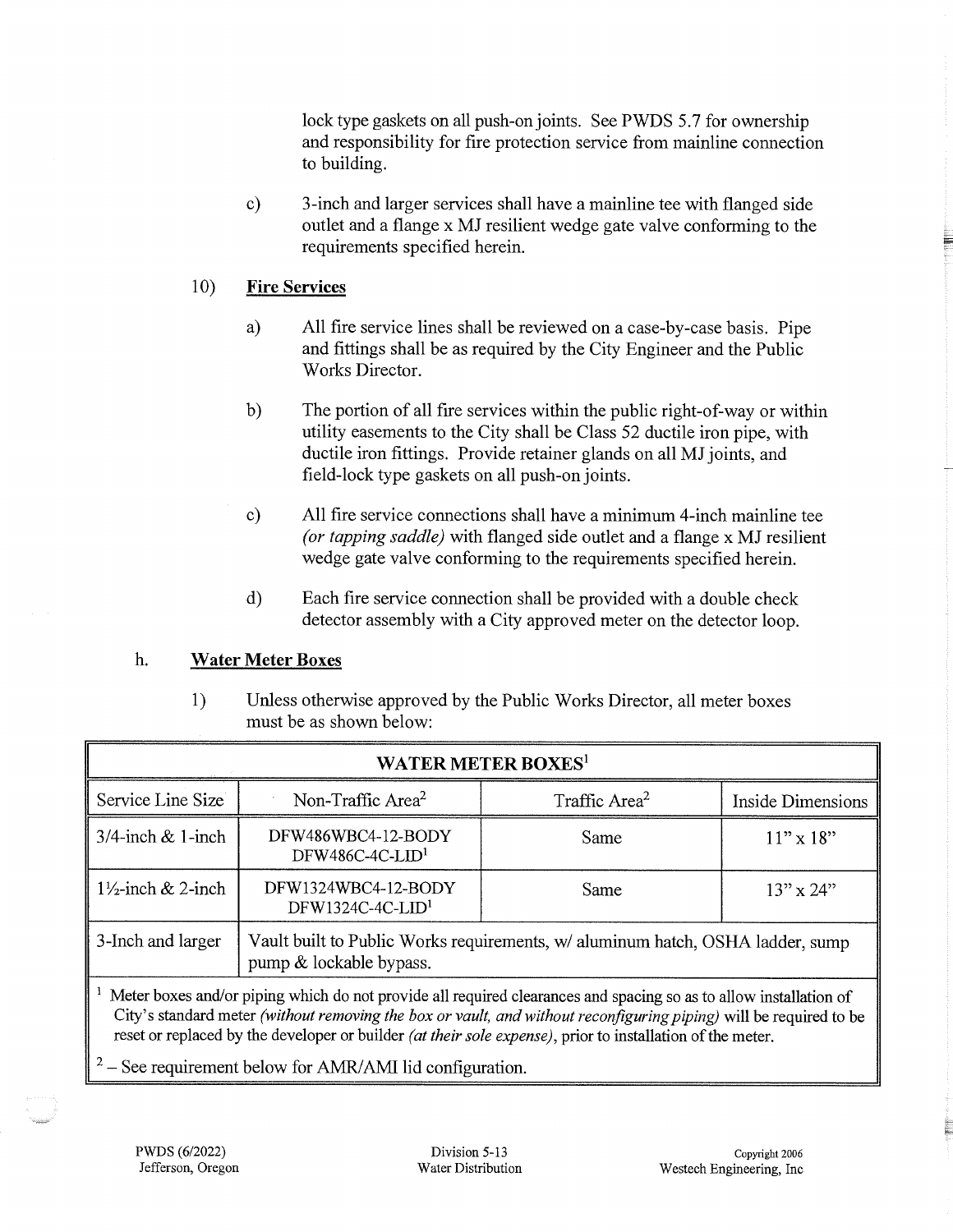lock type gaskets on all push-on joints. See PWDS 5.7 for ownership and responsibility for fire protection service from mainline connection to building.

c) 3-inch and larger services shall have a mainline tee with flanged side outlet and a flange x MJ resilient wedge gate valve conforming to the requirements specified herein.

10) **Fire Services**

a) All fire service lines shall be reviewed on a case-by-case basis. Pipe and fittings shall be as required by the City Engineer and the Public Works Director.

b) The portion of all fire services within the public right-of-way or within utility easements to the City shall be Class 52 ductile iron pipe, with ductile iron fittings. Provide retainer glands on all MJ joints, and field-lock type gaskets on all push-on joints.

c) All fire service connections shall have a minimum 4-inch mainline tee *(or tapping saddle)* with flanged side outlet and a flange x MJ resilient wedge gate valve conforming to the requirements specified herein.

d) Each fire service connection shall be provided with a double check detector assembly with a City approved meter on the detector loop.

h. **Water Meter Boxes**

1) Unless otherwise approved by the Public Works Director, all meter boxes must be as shown below:

| WATER METER BOXES[1] | | | |
|---|---|---|---|
| Service Line Size | Non-Traffic Area[2] | Traffic Area[2] | Inside Dimensions |
| 3/4-inch & 1-inch | DFW486WBC4-12-BODY DFW486C-4C-LID[1] | Same | 11" x 18" |
| 1½-inch & 2-inch | DFW1324WBC4-12-BODY DFW1324C-4C-LID[1] | Same | 13" x 24" |
| 3-Inch and larger | Vault built to Public Works requirements, w/ aluminum hatch, OSHA ladder, sump pump & lockable bypass. | | |

[1] Meter boxes and/or piping which do not provide all required clearances and spacing so as to allow installation of City's standard meter *(without removing the box or vault, and without reconfiguring piping)* will be required to be reset or replaced by the developer or builder *(at their sole expense)*, prior to installation of the meter.

[2] – See requirement below for AMR/AMI lid configuration.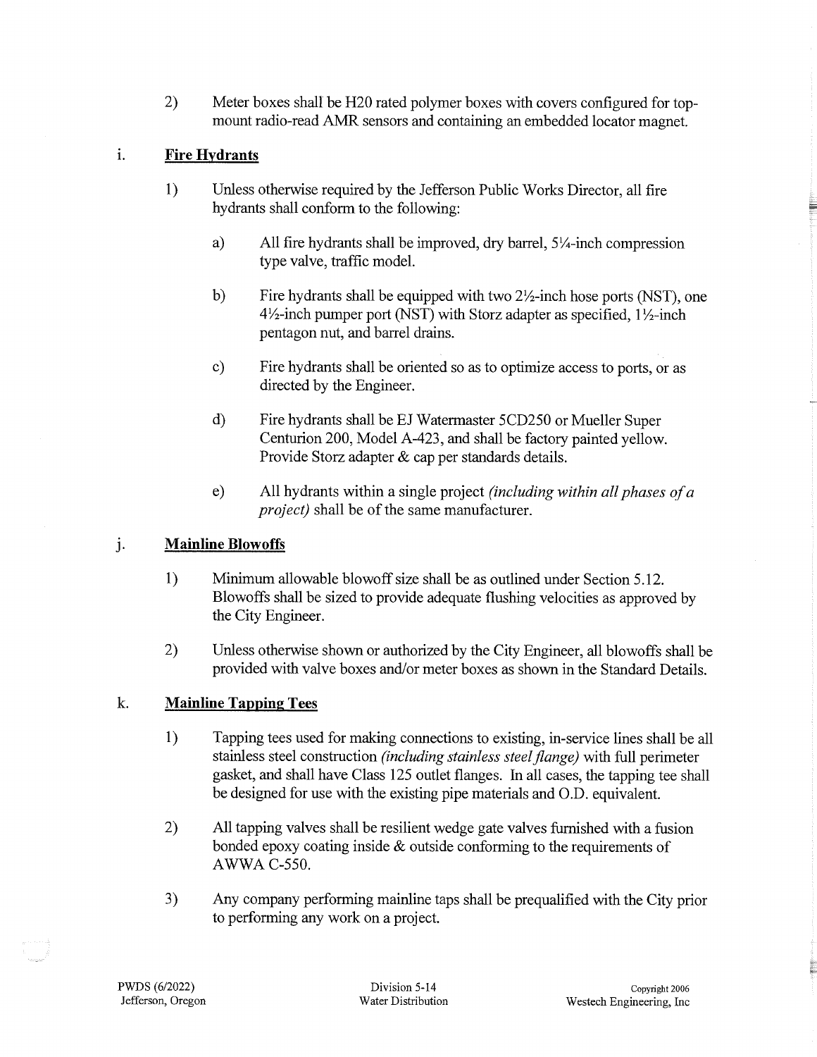2) Meter boxes shall be H20 rated polymer boxes with covers configured for top-mount radio-read AMR sensors and containing an embedded locator magnet.

i. **Fire Hydrants**

1) Unless otherwise required by the Jefferson Public Works Director, all fire hydrants shall conform to the following:

a) All fire hydrants shall be improved, dry barrel, 5¼-inch compression type valve, traffic model.

b) Fire hydrants shall be equipped with two 2½-inch hose ports (NST), one 4½-inch pumper port (NST) with Storz adapter as specified, 1½-inch pentagon nut, and barrel drains.

c) Fire hydrants shall be oriented so as to optimize access to ports, or as directed by the Engineer.

d) Fire hydrants shall be EJ Watermaster 5CD250 or Mueller Super Centurion 200, Model A-423, and shall be factory painted yellow. Provide Storz adapter & cap per standards details.

e) All hydrants within a single project *(including within all phases of a project)* shall be of the same manufacturer.

j. **Mainline Blowoffs**

1) Minimum allowable blowoff size shall be as outlined under Section 5.12. Blowoffs shall be sized to provide adequate flushing velocities as approved by the City Engineer.

2) Unless otherwise shown or authorized by the City Engineer, all blowoffs shall be provided with valve boxes and/or meter boxes as shown in the Standard Details.

k. **Mainline Tapping Tees**

1) Tapping tees used for making connections to existing, in-service lines shall be all stainless steel construction *(including stainless steel flange)* with full perimeter gasket, and shall have Class 125 outlet flanges. In all cases, the tapping tee shall be designed for use with the existing pipe materials and O.D. equivalent.

2) All tapping valves shall be resilient wedge gate valves furnished with a fusion bonded epoxy coating inside & outside conforming to the requirements of AWWA C-550.

3) Any company performing mainline taps shall be prequalified with the City prior to performing any work on a project.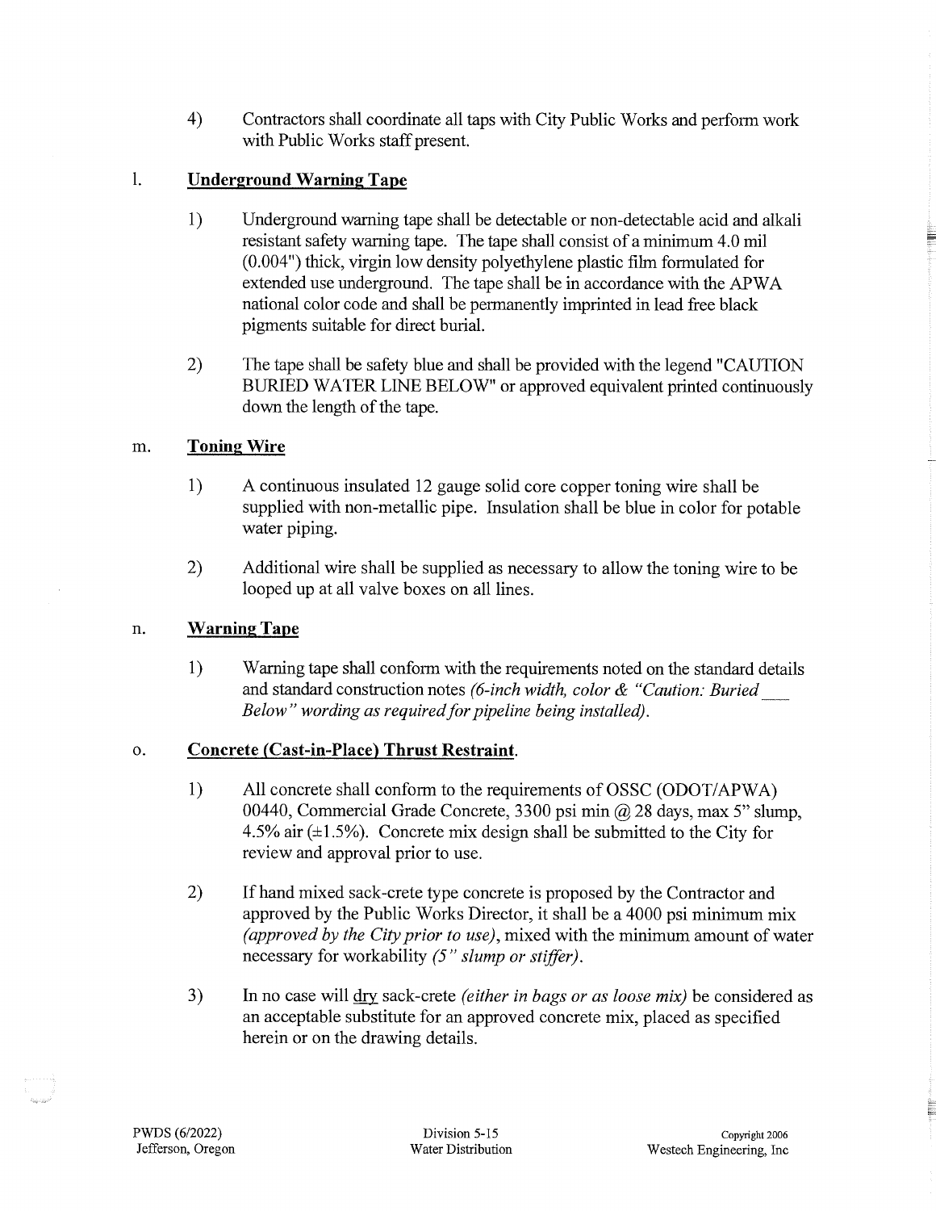4) Contractors shall coordinate all taps with City Public Works and perform work with Public Works staff present.

l. **<u>Underground Warning Tape</u>**

1) Underground warning tape shall be detectable or non-detectable acid and alkali resistant safety warning tape. The tape shall consist of a minimum 4.0 mil (0.004") thick, virgin low density polyethylene plastic film formulated for extended use underground. The tape shall be in accordance with the APWA national color code and shall be permanently imprinted in lead free black pigments suitable for direct burial.

2) The tape shall be safety blue and shall be provided with the legend "CAUTION BURIED WATER LINE BELOW" or approved equivalent printed continuously down the length of the tape.

m. **<u>Toning Wire</u>**

1) A continuous insulated 12 gauge solid core copper toning wire shall be supplied with non-metallic pipe. Insulation shall be blue in color for potable water piping.

2) Additional wire shall be supplied as necessary to allow the toning wire to be looped up at all valve boxes on all lines.

n. **<u>Warning Tape</u>**

1) Warning tape shall conform with the requirements noted on the standard details and standard construction notes *(6-inch width, color & "Caution: Buried ___ Below" wording as required for pipeline being installed).*

o. **<u>Concrete (Cast-in-Place) Thrust Restraint</u>.**

1) All concrete shall conform to the requirements of OSSC (ODOT/APWA) 00440, Commercial Grade Concrete, 3300 psi min @ 28 days, max 5" slump, 4.5% air (±1.5%). Concrete mix design shall be submitted to the City for review and approval prior to use.

2) If hand mixed sack-crete type concrete is proposed by the Contractor and approved by the Public Works Director, it shall be a 4000 psi minimum mix *(approved by the City prior to use)*, mixed with the minimum amount of water necessary for workability *(5" slump or stiffer).*

3) In no case will <u>dry</u> sack-crete *(either in bags or as loose mix)* be considered as an acceptable substitute for an approved concrete mix, placed as specified herein or on the drawing details.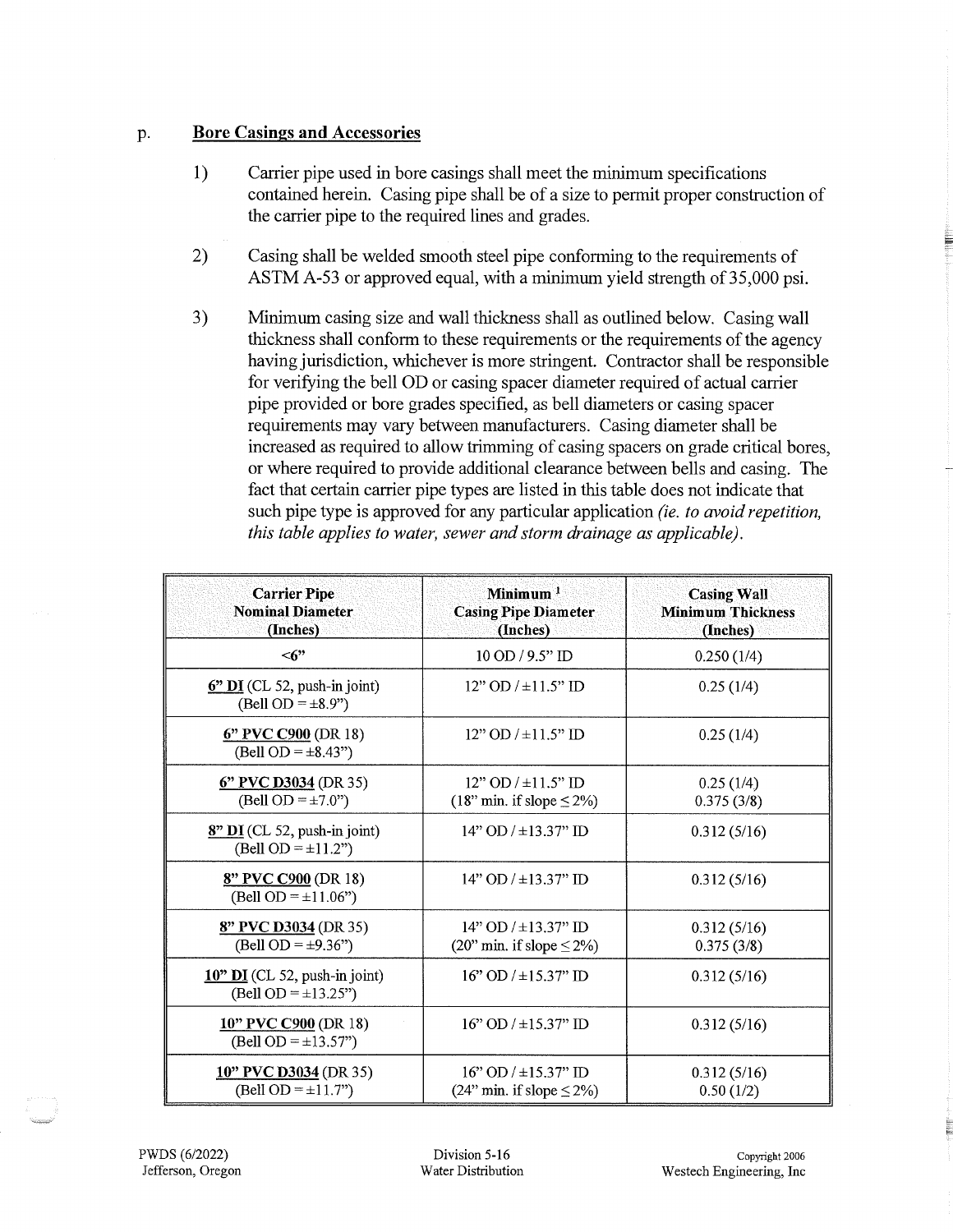p. **Bore Casings and Accessories**

1) Carrier pipe used in bore casings shall meet the minimum specifications contained herein. Casing pipe shall be of a size to permit proper construction of the carrier pipe to the required lines and grades.

2) Casing shall be welded smooth steel pipe conforming to the requirements of ASTM A-53 or approved equal, with a minimum yield strength of 35,000 psi.

3) Minimum casing size and wall thickness shall as outlined below. Casing wall thickness shall conform to these requirements or the requirements of the agency having jurisdiction, whichever is more stringent. Contractor shall be responsible for verifying the bell OD or casing spacer diameter required of actual carrier pipe provided or bore grades specified, as bell diameters or casing spacer requirements may vary between manufacturers. Casing diameter shall be increased as required to allow trimming of casing spacers on grade critical bores, or where required to provide additional clearance between bells and casing. The fact that certain carrier pipe types are listed in this table does not indicate that such pipe type is approved for any particular application *(ie. to avoid repetition, this table applies to water, sewer and storm drainage as applicable)*.

| Carrier Pipe Nominal Diameter (Inches) | Minimum [1] Casing Pipe Diameter (Inches) | Casing Wall Minimum Thickness (Inches) |
|---|---|---|
| <6" | 10 OD / 9.5" ID | 0.250 (1/4) |
| **6" DI** (CL 52, push-in joint) (Bell OD = ±8.9") | 12" OD / ±11.5" ID | 0.25 (1/4) |
| **6" PVC C900** (DR 18) (Bell OD = ±8.43") | 12" OD / ±11.5" ID | 0.25 (1/4) |
| **6" PVC D3034** (DR 35) (Bell OD = ±7.0") | 12" OD / ±11.5" ID (18" min. if slope ≤ 2%) | 0.25 (1/4) 0.375 (3/8) |
| **8" DI** (CL 52, push-in joint) (Bell OD = ±11.2") | 14" OD / ±13.37" ID | 0.312 (5/16) |
| **8" PVC C900** (DR 18) (Bell OD = ±11.06") | 14" OD / ±13.37" ID | 0.312 (5/16) |
| **8" PVC D3034** (DR 35) (Bell OD = ±9.36") | 14" OD / ±13.37" ID (20" min. if slope ≤ 2%) | 0.312 (5/16) 0.375 (3/8) |
| **10" DI** (CL 52, push-in joint) (Bell OD = ±13.25") | 16" OD / ±15.37" ID | 0.312 (5/16) |
| **10" PVC C900** (DR 18) (Bell OD = ±13.57") | 16" OD / ±15.37" ID | 0.312 (5/16) |
| **10" PVC D3034** (DR 35) (Bell OD = ±11.7") | 16" OD / ±15.37" ID (24" min. if slope ≤ 2%) | 0.312 (5/16) 0.50 (1/2) |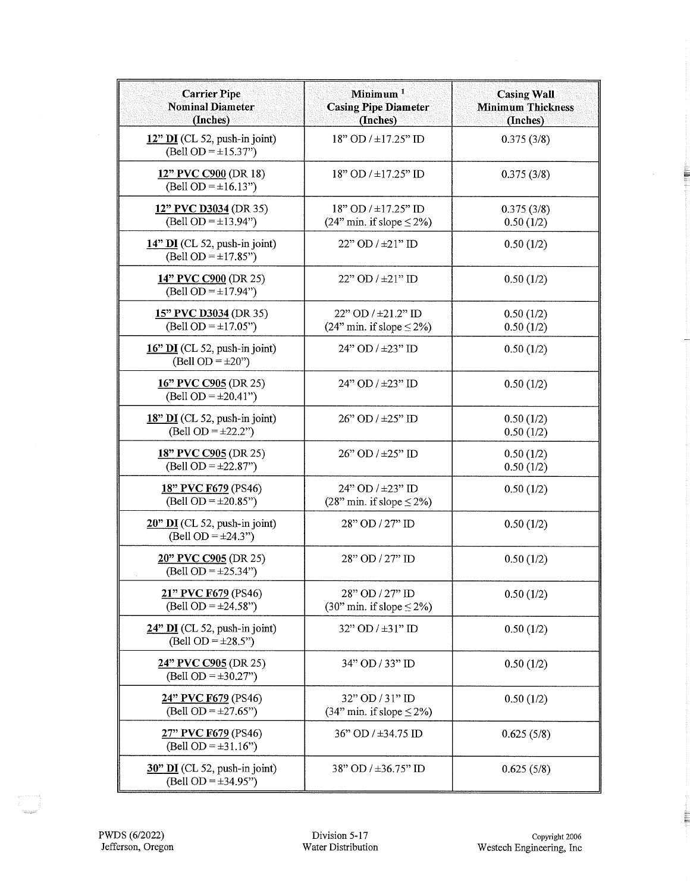| Carrier Pipe Nominal Diameter (Inches) | Minimum [1] Casing Pipe Diameter (Inches) | Casing Wall Minimum Thickness (Inches) |
|---|---|---|
| **12" DI** (CL 52, push-in joint) (Bell OD = ±15.37") | 18" OD / ±17.25" ID | 0.375 (3/8) |
| **12" PVC C900** (DR 18) (Bell OD = ±16.13") | 18" OD / ±17.25" ID | 0.375 (3/8) |
| **12" PVC D3034** (DR 35) (Bell OD = ±13.94") | 18" OD / ±17.25" ID (24" min. if slope ≤ 2%) | 0.375 (3/8) 0.50 (1/2) |
| **14" DI** (CL 52, push-in joint) (Bell OD = ±17.85") | 22" OD / ±21" ID | 0.50 (1/2) |
| **14" PVC C900** (DR 25) (Bell OD = ±17.94") | 22" OD / ±21" ID | 0.50 (1/2) |
| **15" PVC D3034** (DR 35) (Bell OD = ±17.05") | 22" OD / ±21.2" ID (24" min. if slope ≤ 2%) | 0.50 (1/2) 0.50 (1/2) |
| **16" DI** (CL 52, push-in joint) (Bell OD = ±20") | 24" OD / ±23" ID | 0.50 (1/2) |
| **16" PVC C905** (DR 25) (Bell OD = ±20.41") | 24" OD / ±23" ID | 0.50 (1/2) |
| **18" DI** (CL 52, push-in joint) (Bell OD = ±22.2") | 26" OD / ±25" ID | 0.50 (1/2) 0.50 (1/2) |
| **18" PVC C905** (DR 25) (Bell OD = ±22.87") | 26" OD / ±25" ID | 0.50 (1/2) 0.50 (1/2) |
| **18" PVC F679** (PS46) (Bell OD = ±20.85") | 24" OD / ±23" ID (28" min. if slope ≤ 2%) | 0.50 (1/2) |
| **20" DI** (CL 52, push-in joint) (Bell OD = ±24.3") | 28" OD / 27" ID | 0.50 (1/2) |
| **20" PVC C905** (DR 25) (Bell OD = ±25.34") | 28" OD / 27" ID | 0.50 (1/2) |
| **21" PVC F679** (PS46) (Bell OD = ±24.58") | 28" OD / 27" ID (30" min. if slope ≤ 2%) | 0.50 (1/2) |
| **24" DI** (CL 52, push-in joint) (Bell OD = ±28.5") | 32" OD / ±31" ID | 0.50 (1/2) |
| **24" PVC C905** (DR 25) (Bell OD = ±30.27") | 34" OD / 33" ID | 0.50 (1/2) |
| **24" PVC F679** (PS46) (Bell OD = ±27.65") | 32" OD / 31" ID (34" min. if slope ≤ 2%) | 0.50 (1/2) |
| **27" PVC F679** (PS46) (Bell OD = ±31.16") | 36" OD / ±34.75 ID | 0.625 (5/8) |
| **30" DI** (CL 52, push-in joint) (Bell OD = ±34.95") | 38" OD / ±36.75" ID | 0.625 (5/8) |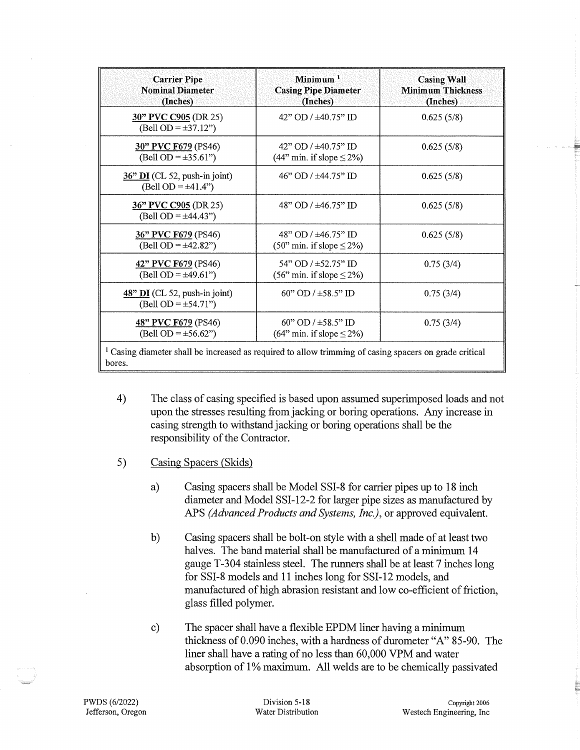| Carrier Pipe Nominal Diameter (Inches) | Minimum [1] Casing Pipe Diameter (Inches) | Casing Wall Minimum Thickness (Inches) |
|---|---|---|
| <u>30" PVC C905</u> (DR 25) (Bell OD = ±37.12") | 42" OD / ±40.75" ID | 0.625 (5/8) |
| <u>30" PVC F679</u> (PS46) (Bell OD = ±35.61") | 42" OD / ±40.75" ID (44" min. if slope ≤ 2%) | 0.625 (5/8) |
| <u>36" DI</u> (CL 52, push-in joint) (Bell OD = ±41.4") | 46" OD / ±44.75" ID | 0.625 (5/8) |
| <u>36" PVC C905</u> (DR 25) (Bell OD = ±44.43") | 48" OD / ±46.75" ID | 0.625 (5/8) |
| <u>36" PVC F679</u> (PS46) (Bell OD = ±42.82") | 48" OD / ±46.75" ID (50" min. if slope ≤ 2%) | 0.625 (5/8) |
| <u>42" PVC F679</u> (PS46) (Bell OD = ±49.61") | 54" OD / ±52.75" ID (56" min. if slope ≤ 2%) | 0.75 (3/4) |
| <u>48" DI</u> (CL 52, push-in joint) (Bell OD = ±54.71") | 60" OD / ±58.5" ID | 0.75 (3/4) |
| <u>48" PVC F679</u> (PS46) (Bell OD = ±56.62") | 60" OD / ±58.5" ID (64" min. if slope ≤ 2%) | 0.75 (3/4) |

[1] Casing diameter shall be increased as required to allow trimming of casing spacers on grade critical bores.

4) The class of casing specified is based upon assumed superimposed loads and not upon the stresses resulting from jacking or boring operations. Any increase in casing strength to withstand jacking or boring operations shall be the responsibility of the Contractor.

5) <u>Casing Spacers (Skids)</u>

   a) Casing spacers shall be Model SSI-8 for carrier pipes up to 18 inch diameter and Model SSI-12-2 for larger pipe sizes as manufactured by APS *(Advanced Products and Systems, Inc.)*, or approved equivalent.

   b) Casing spacers shall be bolt-on style with a shell made of at least two halves. The band material shall be manufactured of a minimum 14 gauge T-304 stainless steel. The runners shall be at least 7 inches long for SSI-8 models and 11 inches long for SSI-12 models, and manufactured of high abrasion resistant and low co-efficient of friction, glass filled polymer.

   c) The spacer shall have a flexible EPDM liner having a minimum thickness of 0.090 inches, with a hardness of durometer "A" 85-90. The liner shall have a rating of no less than 60,000 VPM and water absorption of 1% maximum. All welds are to be chemically passivated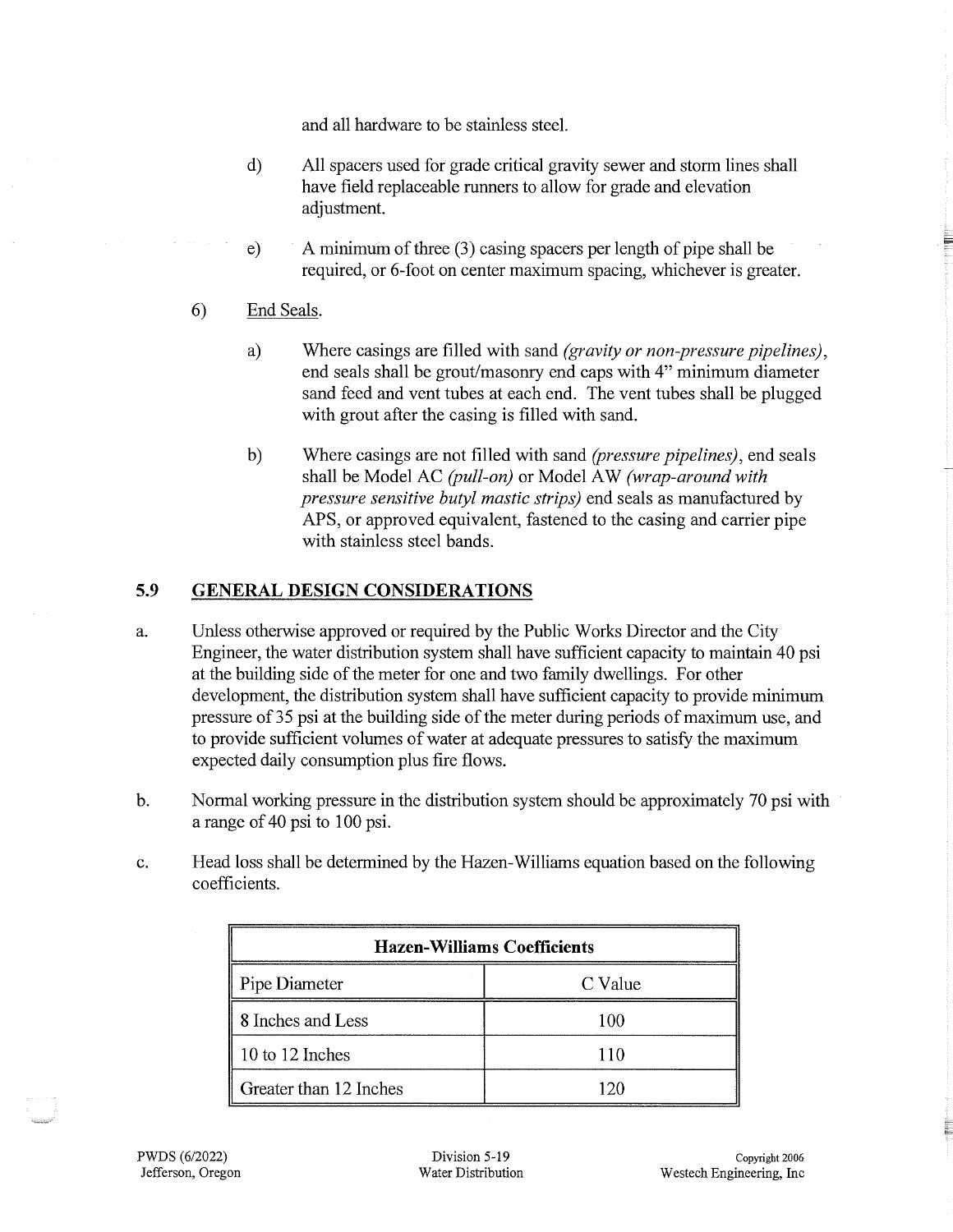and all hardware to be stainless steel.

d) All spacers used for grade critical gravity sewer and storm lines shall have field replaceable runners to allow for grade and elevation adjustment.

e) A minimum of three (3) casing spacers per length of pipe shall be required, or 6-foot on center maximum spacing, whichever is greater.

6) End Seals.

a) Where casings are filled with sand *(gravity or non-pressure pipelines)*, end seals shall be grout/masonry end caps with 4" minimum diameter sand feed and vent tubes at each end. The vent tubes shall be plugged with grout after the casing is filled with sand.

b) Where casings are not filled with sand *(pressure pipelines)*, end seals shall be Model AC *(pull-on)* or Model AW *(wrap-around with pressure sensitive butyl mastic strips)* end seals as manufactured by APS, or approved equivalent, fastened to the casing and carrier pipe with stainless steel bands.

## 5.9 GENERAL DESIGN CONSIDERATIONS

a. Unless otherwise approved or required by the Public Works Director and the City Engineer, the water distribution system shall have sufficient capacity to maintain 40 psi at the building side of the meter for one and two family dwellings. For other development, the distribution system shall have sufficient capacity to provide minimum pressure of 35 psi at the building side of the meter during periods of maximum use, and to provide sufficient volumes of water at adequate pressures to satisfy the maximum expected daily consumption plus fire flows.

b. Normal working pressure in the distribution system should be approximately 70 psi with a range of 40 psi to 100 psi.

c. Head loss shall be determined by the Hazen-Williams equation based on the following coefficients.

| **Hazen-Williams Coefficients** | |
|---|---|
| Pipe Diameter | C Value |
| 8 Inches and Less | 100 |
| 10 to 12 Inches | 110 |
| Greater than 12 Inches | 120 |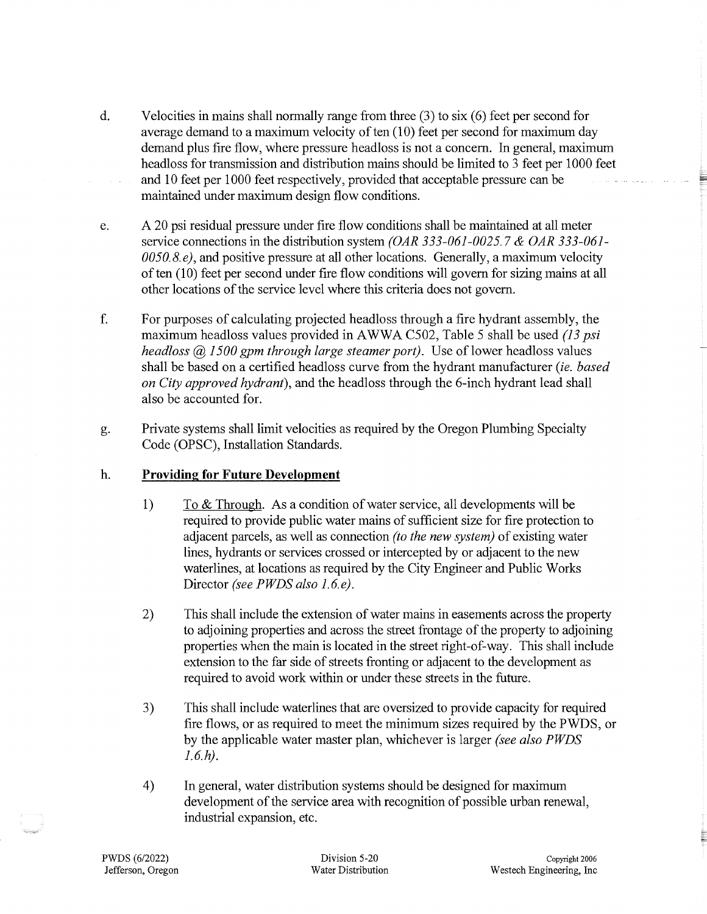d. Velocities in mains shall normally range from three (3) to six (6) feet per second for average demand to a maximum velocity of ten (10) feet per second for maximum day demand plus fire flow, where pressure headloss is not a concern. In general, maximum headloss for transmission and distribution mains should be limited to 3 feet per 1000 feet and 10 feet per 1000 feet respectively, provided that acceptable pressure can be maintained under maximum design flow conditions.

e. A 20 psi residual pressure under fire flow conditions shall be maintained at all meter service connections in the distribution system *(OAR 333-061-0025.7 & OAR 333-061-0050.8.e)*, and positive pressure at all other locations. Generally, a maximum velocity of ten (10) feet per second under fire flow conditions will govern for sizing mains at all other locations of the service level where this criteria does not govern.

f. For purposes of calculating projected headloss through a fire hydrant assembly, the maximum headloss values provided in AWWA C502, Table 5 shall be used *(13 psi headloss @ 1500 gpm through large steamer port)*. Use of lower headloss values shall be based on a certified headloss curve from the hydrant manufacturer *(ie. based on City approved hydrant)*, and the headloss through the 6-inch hydrant lead shall also be accounted for.

g. Private systems shall limit velocities as required by the Oregon Plumbing Specialty Code (OPSC), Installation Standards.

h. **Providing for Future Development**

1) To & Through. As a condition of water service, all developments will be required to provide public water mains of sufficient size for fire protection to adjacent parcels, as well as connection *(to the new system)* of existing water lines, hydrants or services crossed or intercepted by or adjacent to the new waterlines, at locations as required by the City Engineer and Public Works Director *(see PWDS also 1.6.e)*.

2) This shall include the extension of water mains in easements across the property to adjoining properties and across the street frontage of the property to adjoining properties when the main is located in the street right-of-way. This shall include extension to the far side of streets fronting or adjacent to the development as required to avoid work within or under these streets in the future.

3) This shall include waterlines that are oversized to provide capacity for required fire flows, or as required to meet the minimum sizes required by the PWDS, or by the applicable water master plan, whichever is larger *(see also PWDS 1.6.h)*.

4) In general, water distribution systems should be designed for maximum development of the service area with recognition of possible urban renewal, industrial expansion, etc.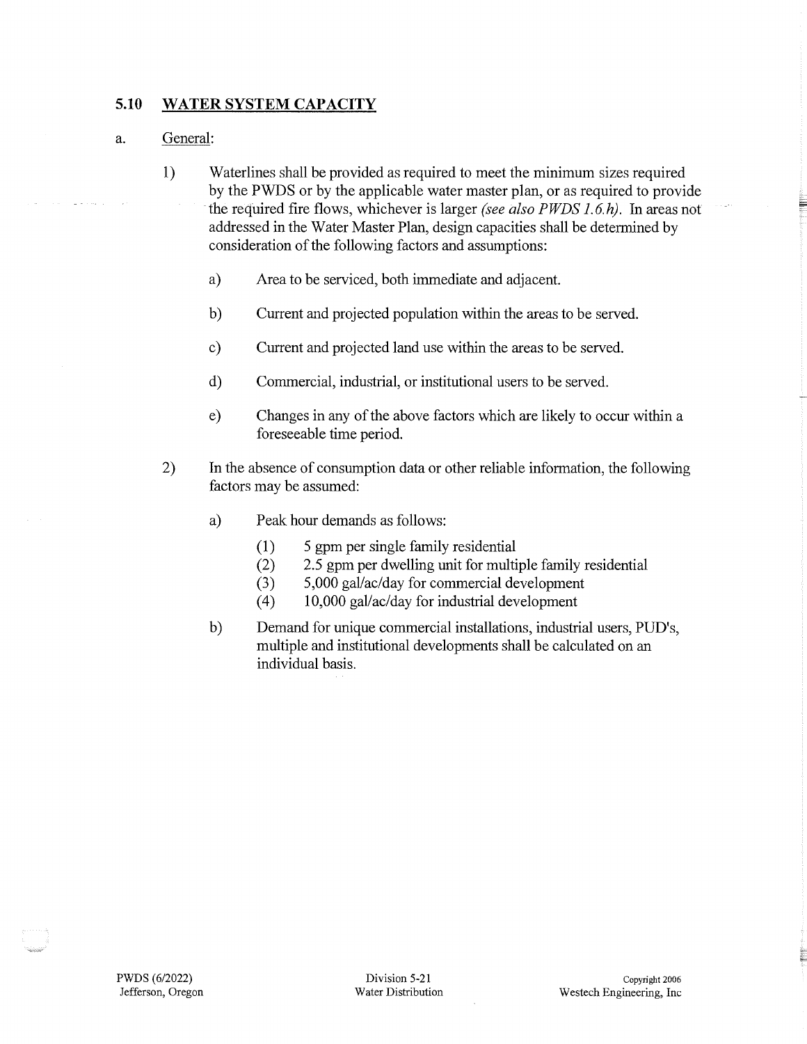## 5.10 WATER SYSTEM CAPACITY

a. General:

1) Waterlines shall be provided as required to meet the minimum sizes required by the PWDS or by the applicable water master plan, or as required to provide the required fire flows, whichever is larger *(see also PWDS 1.6.h)*. In areas not addressed in the Water Master Plan, design capacities shall be determined by consideration of the following factors and assumptions:

   a) Area to be serviced, both immediate and adjacent.

   b) Current and projected population within the areas to be served.

   c) Current and projected land use within the areas to be served.

   d) Commercial, industrial, or institutional users to be served.

   e) Changes in any of the above factors which are likely to occur within a foreseeable time period.

2) In the absence of consumption data or other reliable information, the following factors may be assumed:

   a) Peak hour demands as follows:

      (1) 5 gpm per single family residential
      (2) 2.5 gpm per dwelling unit for multiple family residential
      (3) 5,000 gal/ac/day for commercial development
      (4) 10,000 gal/ac/day for industrial development

   b) Demand for unique commercial installations, industrial users, PUD's, multiple and institutional developments shall be calculated on an individual basis.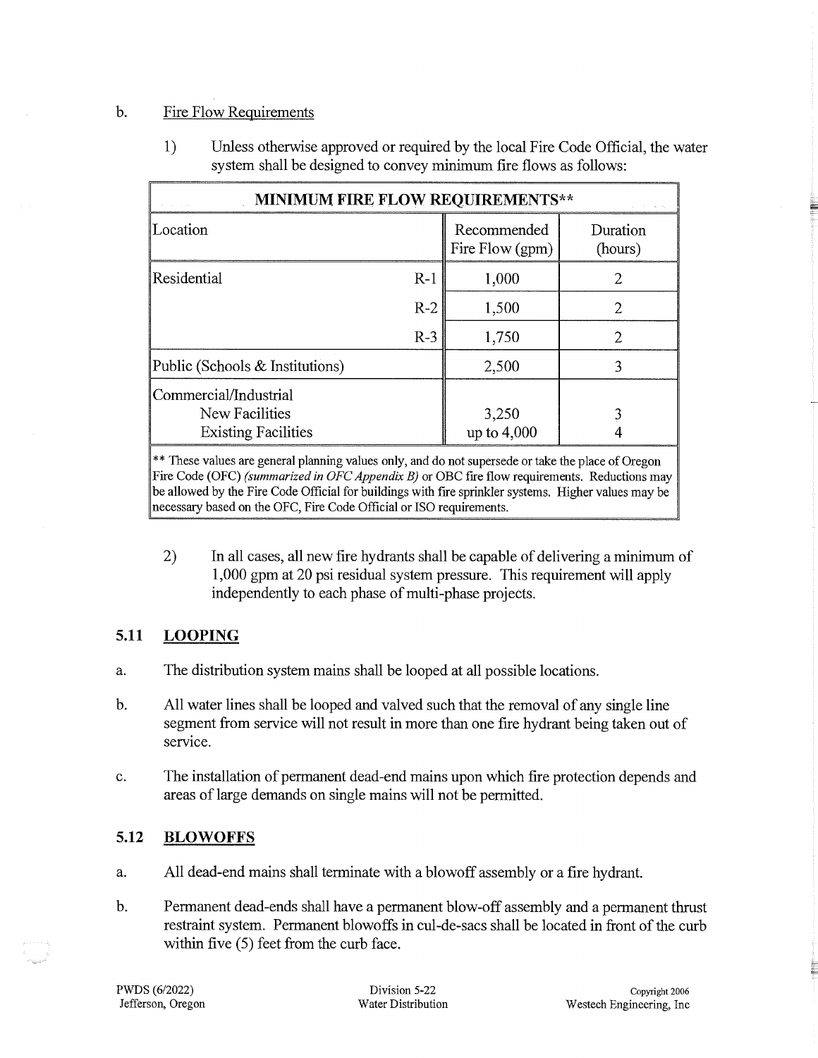b. Fire Flow Requirements

1) Unless otherwise approved or required by the local Fire Code Official, the water system shall be designed to convey minimum fire flows as follows:

| MINIMUM FIRE FLOW REQUIREMENTS** | | | |
|---|---|---|---|
| Location | | Recommended Fire Flow (gpm) | Duration (hours) |
| Residential | R-1 | 1,000 | 2 |
| | R-2 | 1,500 | 2 |
| | R-3 | 1,750 | 2 |
| Public (Schools & Institutions) | | 2,500 | 3 |
| Commercial/Industrial | | | |
| New Facilities | | 3,250 | 3 |
| Existing Facilities | | up to 4,000 | 4 |

** These values are general planning values only, and do not supersede or take the place of Oregon Fire Code (OFC) *(summarized in OFC Appendix B)* or OBC fire flow requirements. Reductions may be allowed by the Fire Code Official for buildings with fire sprinkler systems. Higher values may be necessary based on the OFC, Fire Code Official or ISO requirements.

2) In all cases, all new fire hydrants shall be capable of delivering a minimum of 1,000 gpm at 20 psi residual system pressure. This requirement will apply independently to each phase of multi-phase projects.

## 5.11 LOOPING

a. The distribution system mains shall be looped at all possible locations.

b. All water lines shall be looped and valved such that the removal of any single line segment from service will not result in more than one fire hydrant being taken out of service.

c. The installation of permanent dead-end mains upon which fire protection depends and areas of large demands on single mains will not be permitted.

## 5.12 BLOWOFFS

a. All dead-end mains shall terminate with a blowoff assembly or a fire hydrant.

b. Permanent dead-ends shall have a permanent blow-off assembly and a permanent thrust restraint system. Permanent blowoffs in cul-de-sacs shall be located in front of the curb within five (5) feet from the curb face.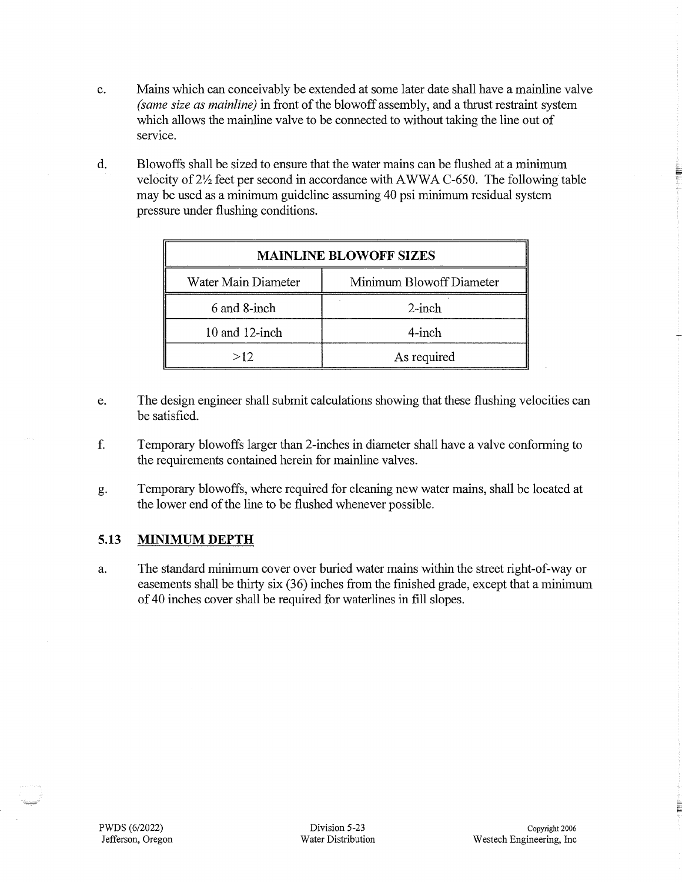c. Mains which can conceivably be extended at some later date shall have a mainline valve *(same size as mainline)* in front of the blowoff assembly, and a thrust restraint system which allows the mainline valve to be connected to without taking the line out of service.

d. Blowoffs shall be sized to ensure that the water mains can be flushed at a minimum velocity of 2½ feet per second in accordance with AWWA C-650. The following table may be used as a minimum guideline assuming 40 psi minimum residual system pressure under flushing conditions.

| **MAINLINE BLOWOFF SIZES** | |
|---|---|
| Water Main Diameter | Minimum Blowoff Diameter |
| 6 and 8-inch | 2-inch |
| 10 and 12-inch | 4-inch |
| >12 | As required |

e. The design engineer shall submit calculations showing that these flushing velocities can be satisfied.

f. Temporary blowoffs larger than 2-inches in diameter shall have a valve conforming to the requirements contained herein for mainline valves.

g. Temporary blowoffs, where required for cleaning new water mains, shall be located at the lower end of the line to be flushed whenever possible.

## 5.13 MINIMUM DEPTH

a. The standard minimum cover over buried water mains within the street right-of-way or easements shall be thirty six (36) inches from the finished grade, except that a minimum of 40 inches cover shall be required for waterlines in fill slopes.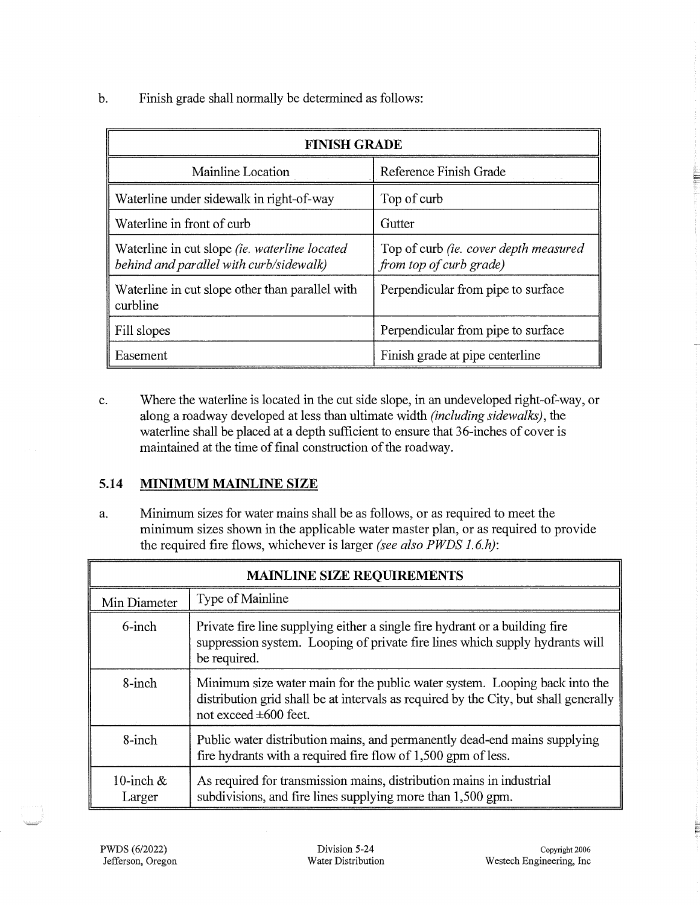b. Finish grade shall normally be determined as follows:

| FINISH GRADE | |
|---|---|
| Mainline Location | Reference Finish Grade |
| Waterline under sidewalk in right-of-way | Top of curb |
| Waterline in front of curb | Gutter |
| Waterline in cut slope *(ie. waterline located behind and parallel with curb/sidewalk)* | Top of curb *(ie. cover depth measured from top of curb grade)* |
| Waterline in cut slope other than parallel with curbline | Perpendicular from pipe to surface |
| Fill slopes | Perpendicular from pipe to surface |
| Easement | Finish grade at pipe centerline |

c. Where the waterline is located in the cut side slope, in an undeveloped right-of-way, or along a roadway developed at less than ultimate width *(including sidewalks)*, the waterline shall be placed at a depth sufficient to ensure that 36-inches of cover is maintained at the time of final construction of the roadway.

## 5.14 MINIMUM MAINLINE SIZE

a. Minimum sizes for water mains shall be as follows, or as required to meet the minimum sizes shown in the applicable water master plan, or as required to provide the required fire flows, whichever is larger *(see also PWDS 1.6.h)*:

| MAINLINE SIZE REQUIREMENTS | |
|---|---|
| Min Diameter | Type of Mainline |
| 6-inch | Private fire line supplying either a single fire hydrant or a building fire suppression system. Looping of private fire lines which supply hydrants will be required. |
| 8-inch | Minimum size water main for the public water system. Looping back into the distribution grid shall be at intervals as required by the City, but shall generally not exceed ±600 feet. |
| 8-inch | Public water distribution mains, and permanently dead-end mains supplying fire hydrants with a required fire flow of 1,500 gpm of less. |
| 10-inch & Larger | As required for transmission mains, distribution mains in industrial subdivisions, and fire lines supplying more than 1,500 gpm. |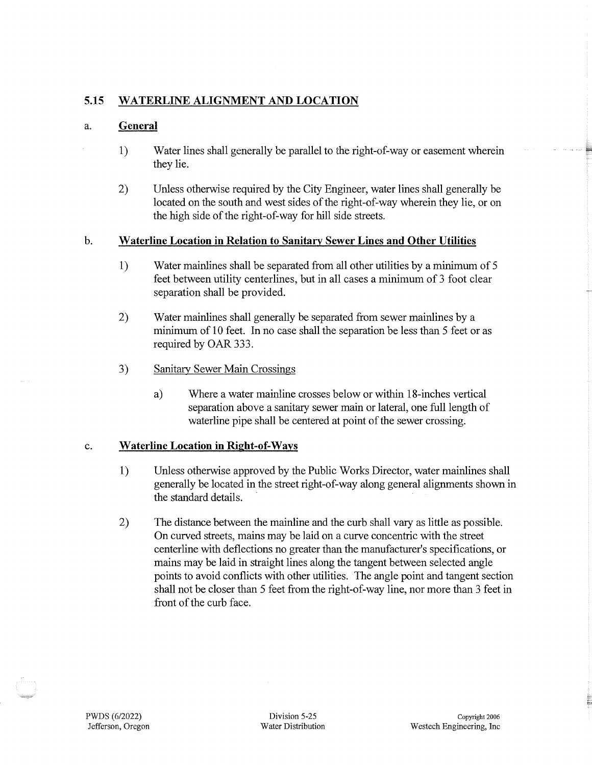## 5.15 WATERLINE ALIGNMENT AND LOCATION

### a. General

1) Water lines shall generally be parallel to the right-of-way or easement wherein they lie.

2) Unless otherwise required by the City Engineer, water lines shall generally be located on the south and west sides of the right-of-way wherein they lie, or on the high side of the right-of-way for hill side streets.

### b. Waterline Location in Relation to Sanitary Sewer Lines and Other Utilities

1) Water mainlines shall be separated from all other utilities by a minimum of 5 feet between utility centerlines, but in all cases a minimum of 3 foot clear separation shall be provided.

2) Water mainlines shall generally be separated from sewer mainlines by a minimum of 10 feet. In no case shall the separation be less than 5 feet or as required by OAR 333.

3) Sanitary Sewer Main Crossings

   a) Where a water mainline crosses below or within 18-inches vertical separation above a sanitary sewer main or lateral, one full length of waterline pipe shall be centered at point of the sewer crossing.

### c. Waterline Location in Right-of-Ways

1) Unless otherwise approved by the Public Works Director, water mainlines shall generally be located in the street right-of-way along general alignments shown in the standard details.

2) The distance between the mainline and the curb shall vary as little as possible. On curved streets, mains may be laid on a curve concentric with the street centerline with deflections no greater than the manufacturer's specifications, or mains may be laid in straight lines along the tangent between selected angle points to avoid conflicts with other utilities. The angle point and tangent section shall not be closer than 5 feet from the right-of-way line, nor more than 3 feet in front of the curb face.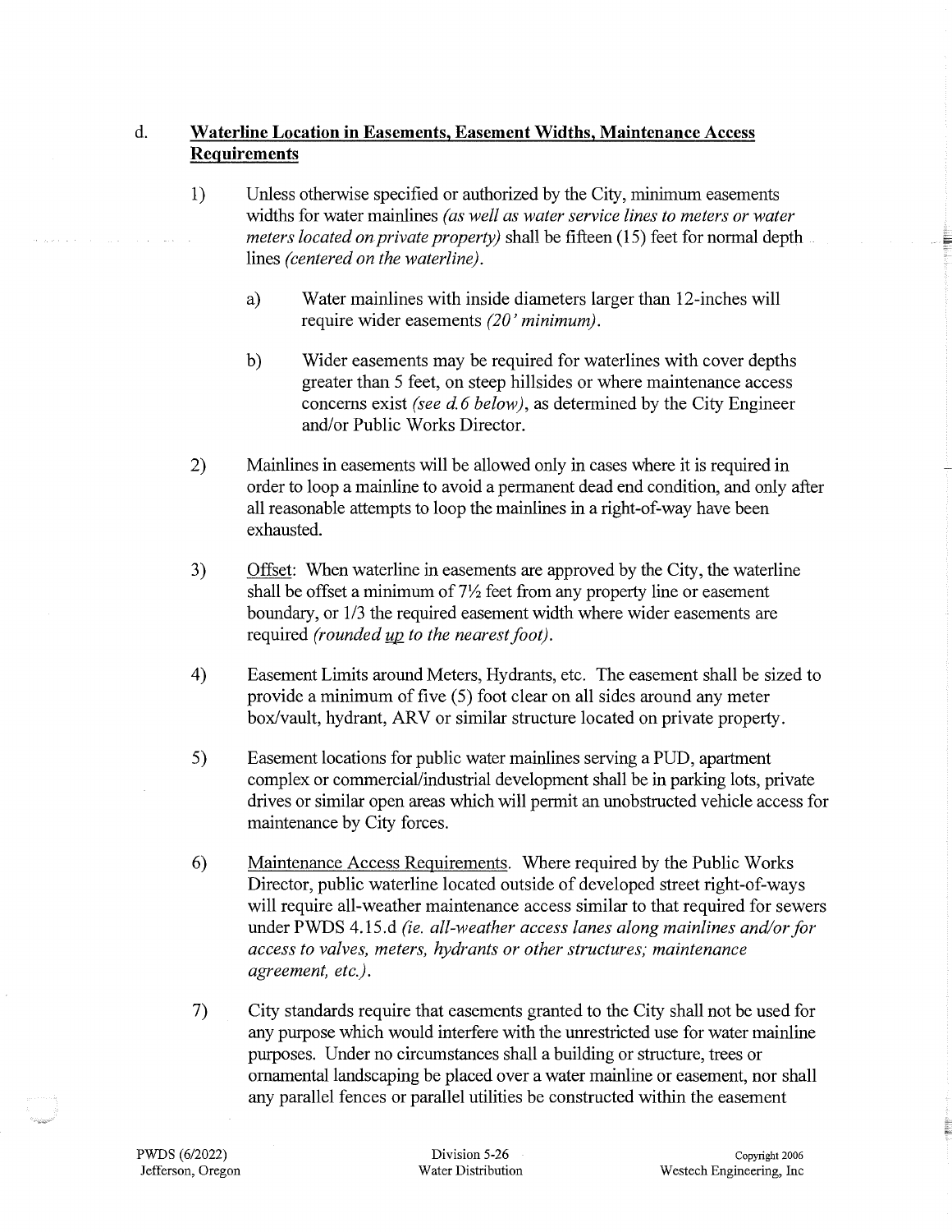d. **Waterline Location in Easements, Easement Widths, Maintenance Access Requirements**

1) Unless otherwise specified or authorized by the City, minimum easements widths for water mainlines *(as well as water service lines to meters or water meters located on private property)* shall be fifteen (15) feet for normal depth lines *(centered on the waterline)*.

   a) Water mainlines with inside diameters larger than 12-inches will require wider easements *(20' minimum)*.

   b) Wider easements may be required for waterlines with cover depths greater than 5 feet, on steep hillsides or where maintenance access concerns exist *(see d.6 below)*, as determined by the City Engineer and/or Public Works Director.

2) Mainlines in easements will be allowed only in cases where it is required in order to loop a mainline to avoid a permanent dead end condition, and only after all reasonable attempts to loop the mainlines in a right-of-way have been exhausted.

3) Offset: When waterline in easements are approved by the City, the waterline shall be offset a minimum of 7½ feet from any property line or easement boundary, or 1/3 the required easement width where wider easements are required *(rounded up to the nearest foot)*.

4) Easement Limits around Meters, Hydrants, etc. The easement shall be sized to provide a minimum of five (5) foot clear on all sides around any meter box/vault, hydrant, ARV or similar structure located on private property.

5) Easement locations for public water mainlines serving a PUD, apartment complex or commercial/industrial development shall be in parking lots, private drives or similar open areas which will permit an unobstructed vehicle access for maintenance by City forces.

6) Maintenance Access Requirements. Where required by the Public Works Director, public waterline located outside of developed street right-of-ways will require all-weather maintenance access similar to that required for sewers under PWDS 4.15.d *(ie. all-weather access lanes along mainlines and/or for access to valves, meters, hydrants or other structures; maintenance agreement, etc.)*.

7) City standards require that easements granted to the City shall not be used for any purpose which would interfere with the unrestricted use for water mainline purposes. Under no circumstances shall a building or structure, trees or ornamental landscaping be placed over a water mainline or easement, nor shall any parallel fences or parallel utilities be constructed within the easement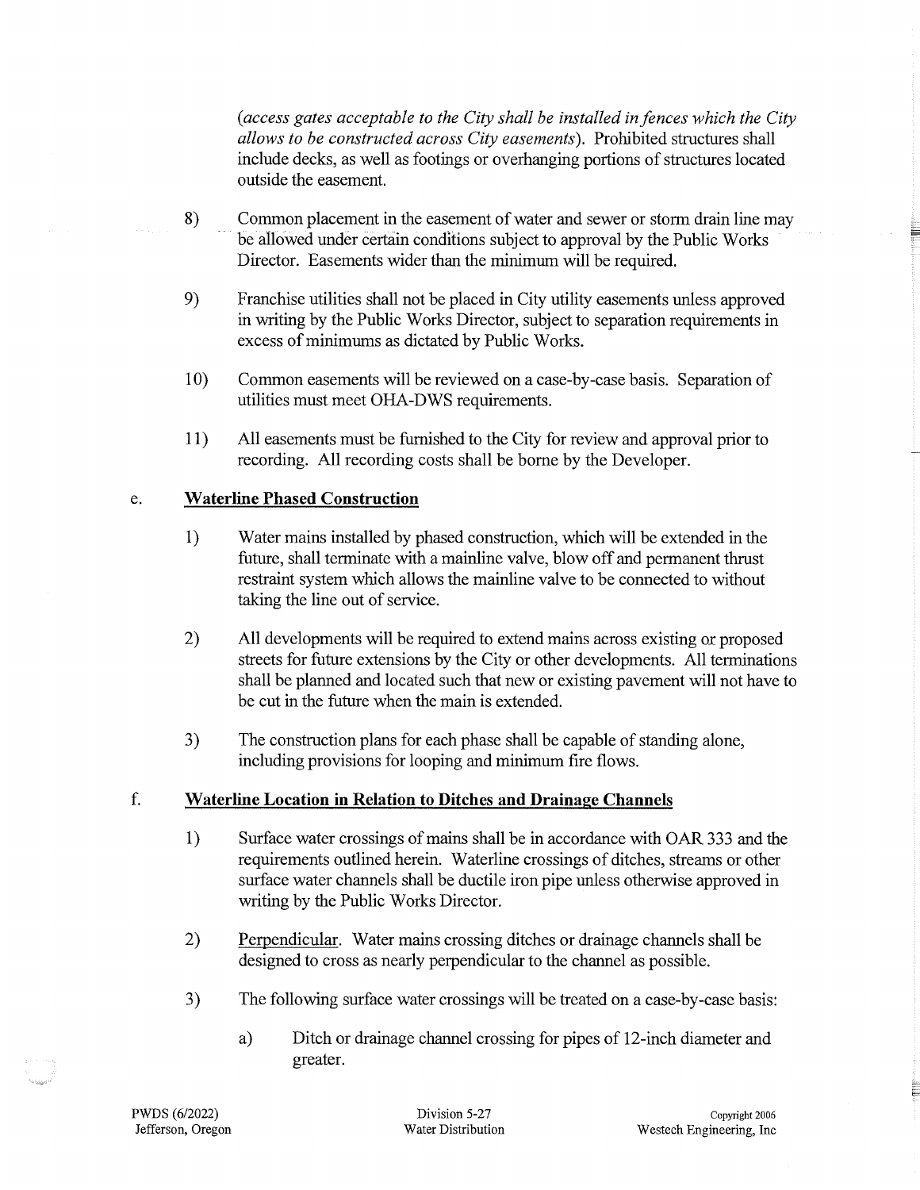*(access gates acceptable to the City shall be installed in fences which the City allows to be constructed across City easements)*. Prohibited structures shall include decks, as well as footings or overhanging portions of structures located outside the easement.

8) Common placement in the easement of water and sewer or storm drain line may be allowed under certain conditions subject to approval by the Public Works Director. Easements wider than the minimum will be required.

9) Franchise utilities shall not be placed in City utility easements unless approved in writing by the Public Works Director, subject to separation requirements in excess of minimums as dictated by Public Works.

10) Common easements will be reviewed on a case-by-case basis. Separation of utilities must meet OHA-DWS requirements.

11) All easements must be furnished to the City for review and approval prior to recording. All recording costs shall be borne by the Developer.

e. **Waterline Phased Construction**

1) Water mains installed by phased construction, which will be extended in the future, shall terminate with a mainline valve, blow off and permanent thrust restraint system which allows the mainline valve to be connected to without taking the line out of service.

2) All developments will be required to extend mains across existing or proposed streets for future extensions by the City or other developments. All terminations shall be planned and located such that new or existing pavement will not have to be cut in the future when the main is extended.

3) The construction plans for each phase shall be capable of standing alone, including provisions for looping and minimum fire flows.

f. **Waterline Location in Relation to Ditches and Drainage Channels**

1) Surface water crossings of mains shall be in accordance with OAR 333 and the requirements outlined herein. Waterline crossings of ditches, streams or other surface water channels shall be ductile iron pipe unless otherwise approved in writing by the Public Works Director.

2) Perpendicular. Water mains crossing ditches or drainage channels shall be designed to cross as nearly perpendicular to the channel as possible.

3) The following surface water crossings will be treated on a case-by-case basis:

   a) Ditch or drainage channel crossing for pipes of 12-inch diameter and greater.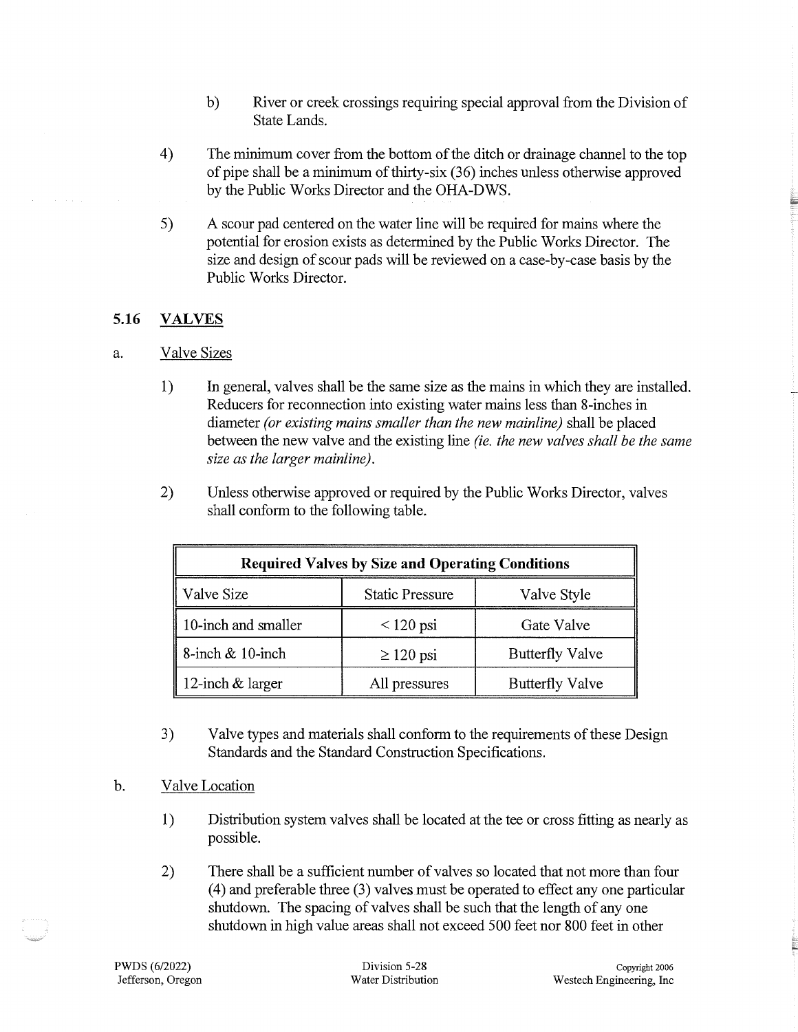b) River or creek crossings requiring special approval from the Division of State Lands.

4) The minimum cover from the bottom of the ditch or drainage channel to the top of pipe shall be a minimum of thirty-six (36) inches unless otherwise approved by the Public Works Director and the OHA-DWS.

5) A scour pad centered on the water line will be required for mains where the potential for erosion exists as determined by the Public Works Director. The size and design of scour pads will be reviewed on a case-by-case basis by the Public Works Director.

## 5.16 VALVES

a. Valve Sizes

1) In general, valves shall be the same size as the mains in which they are installed. Reducers for reconnection into existing water mains less than 8-inches in diameter *(or existing mains smaller than the new mainline)* shall be placed between the new valve and the existing line *(ie. the new valves shall be the same size as the larger mainline).*

2) Unless otherwise approved or required by the Public Works Director, valves shall conform to the following table.

| **Required Valves by Size and Operating Conditions** | | |
|---|---|---|
| Valve Size | Static Pressure | Valve Style |
| 10-inch and smaller | < 120 psi | Gate Valve |
| 8-inch & 10-inch | ≥ 120 psi | Butterfly Valve |
| 12-inch & larger | All pressures | Butterfly Valve |

3) Valve types and materials shall conform to the requirements of these Design Standards and the Standard Construction Specifications.

b. Valve Location

1) Distribution system valves shall be located at the tee or cross fitting as nearly as possible.

2) There shall be a sufficient number of valves so located that not more than four (4) and preferable three (3) valves must be operated to effect any one particular shutdown. The spacing of valves shall be such that the length of any one shutdown in high value areas shall not exceed 500 feet nor 800 feet in other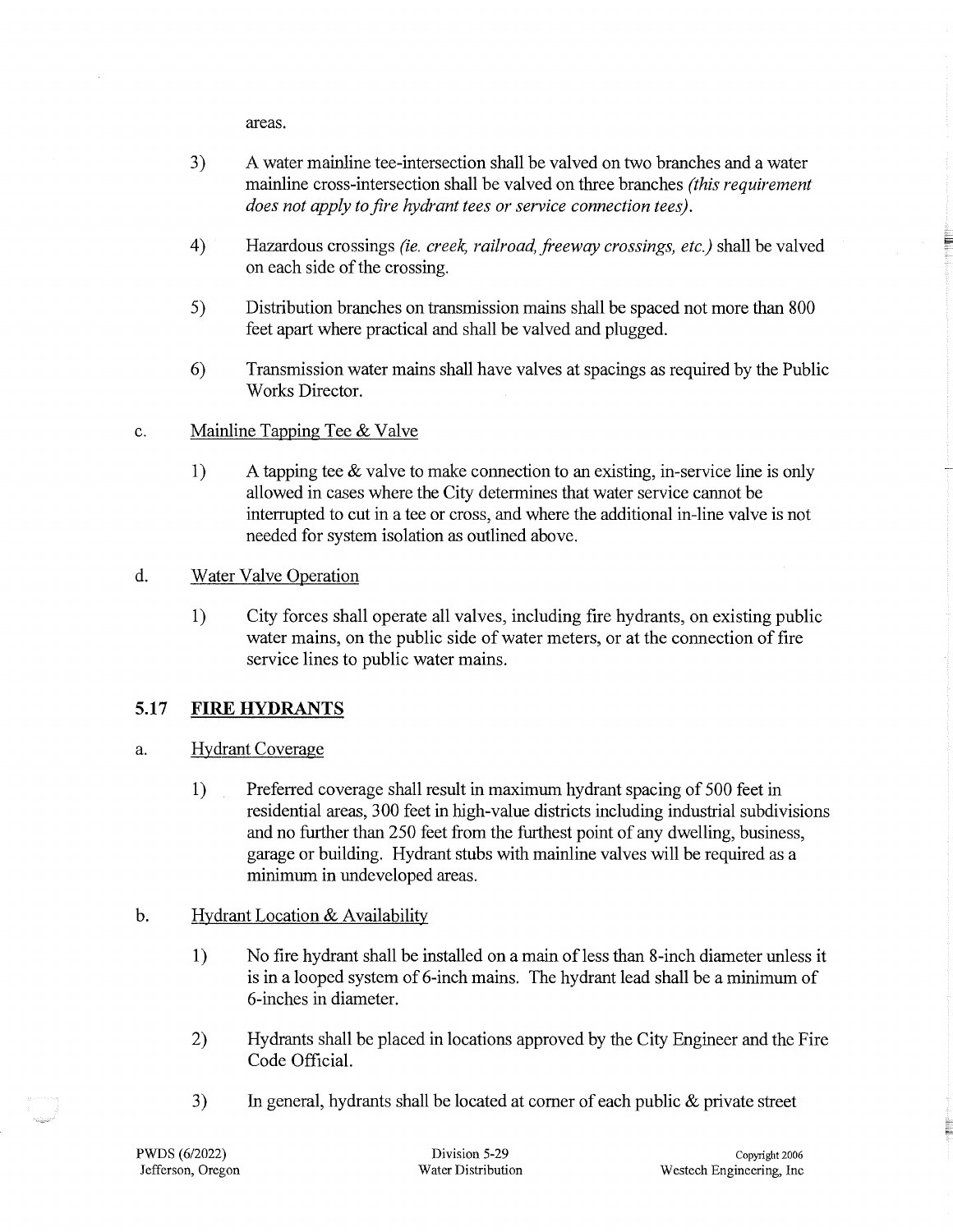areas.

3) A water mainline tee-intersection shall be valved on two branches and a water mainline cross-intersection shall be valved on three branches *(this requirement does not apply to fire hydrant tees or service connection tees).*

4) Hazardous crossings *(ie. creek, railroad, freeway crossings, etc.)* shall be valved on each side of the crossing.

5) Distribution branches on transmission mains shall be spaced not more than 800 feet apart where practical and shall be valved and plugged.

6) Transmission water mains shall have valves at spacings as required by the Public Works Director.

c. Mainline Tapping Tee & Valve

1) A tapping tee & valve to make connection to an existing, in-service line is only allowed in cases where the City determines that water service cannot be interrupted to cut in a tee or cross, and where the additional in-line valve is not needed for system isolation as outlined above.

d. Water Valve Operation

1) City forces shall operate all valves, including fire hydrants, on existing public water mains, on the public side of water meters, or at the connection of fire service lines to public water mains.

## 5.17 FIRE HYDRANTS

a. Hydrant Coverage

1) Preferred coverage shall result in maximum hydrant spacing of 500 feet in residential areas, 300 feet in high-value districts including industrial subdivisions and no further than 250 feet from the furthest point of any dwelling, business, garage or building. Hydrant stubs with mainline valves will be required as a minimum in undeveloped areas.

b. Hydrant Location & Availability

1) No fire hydrant shall be installed on a main of less than 8-inch diameter unless it is in a looped system of 6-inch mains. The hydrant lead shall be a minimum of 6-inches in diameter.

2) Hydrants shall be placed in locations approved by the City Engineer and the Fire Code Official.

3) In general, hydrants shall be located at corner of each public & private street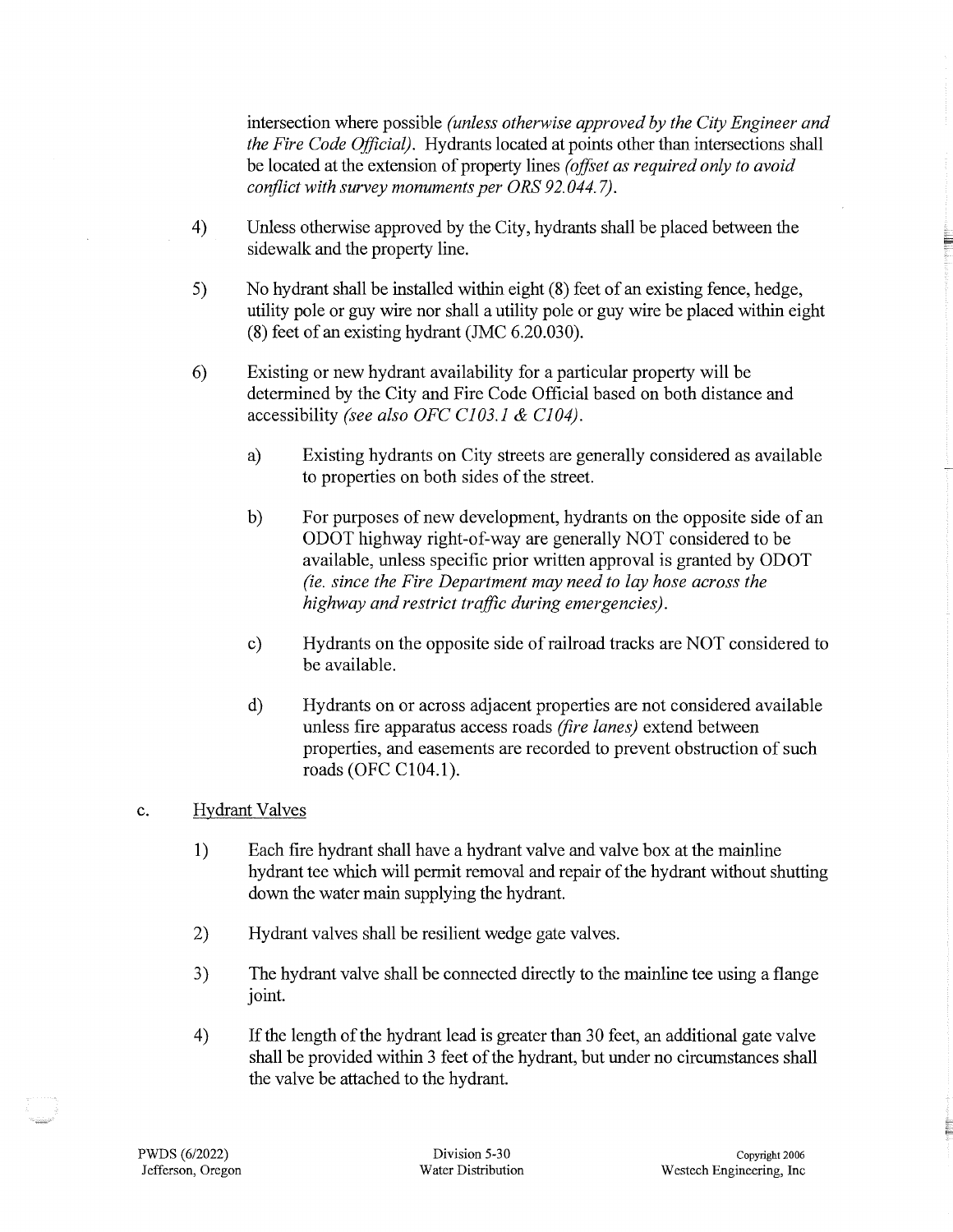intersection where possible *(unless otherwise approved by the City Engineer and the Fire Code Official)*. Hydrants located at points other than intersections shall be located at the extension of property lines *(offset as required only to avoid conflict with survey monuments per ORS 92.044.7)*.

4) Unless otherwise approved by the City, hydrants shall be placed between the sidewalk and the property line.

5) No hydrant shall be installed within eight (8) feet of an existing fence, hedge, utility pole or guy wire nor shall a utility pole or guy wire be placed within eight (8) feet of an existing hydrant (JMC 6.20.030).

6) Existing or new hydrant availability for a particular property will be determined by the City and Fire Code Official based on both distance and accessibility *(see also OFC C103.1 & C104)*.

   a) Existing hydrants on City streets are generally considered as available to properties on both sides of the street.

   b) For purposes of new development, hydrants on the opposite side of an ODOT highway right-of-way are generally NOT considered to be available, unless specific prior written approval is granted by ODOT *(ie. since the Fire Department may need to lay hose across the highway and restrict traffic during emergencies)*.

   c) Hydrants on the opposite side of railroad tracks are NOT considered to be available.

   d) Hydrants on or across adjacent properties are not considered available unless fire apparatus access roads *(fire lanes)* extend between properties, and easements are recorded to prevent obstruction of such roads (OFC C104.1).

c. <u>Hydrant Valves</u>

1) Each fire hydrant shall have a hydrant valve and valve box at the mainline hydrant tee which will permit removal and repair of the hydrant without shutting down the water main supplying the hydrant.

2) Hydrant valves shall be resilient wedge gate valves.

3) The hydrant valve shall be connected directly to the mainline tee using a flange joint.

4) If the length of the hydrant lead is greater than 30 feet, an additional gate valve shall be provided within 3 feet of the hydrant, but under no circumstances shall the valve be attached to the hydrant.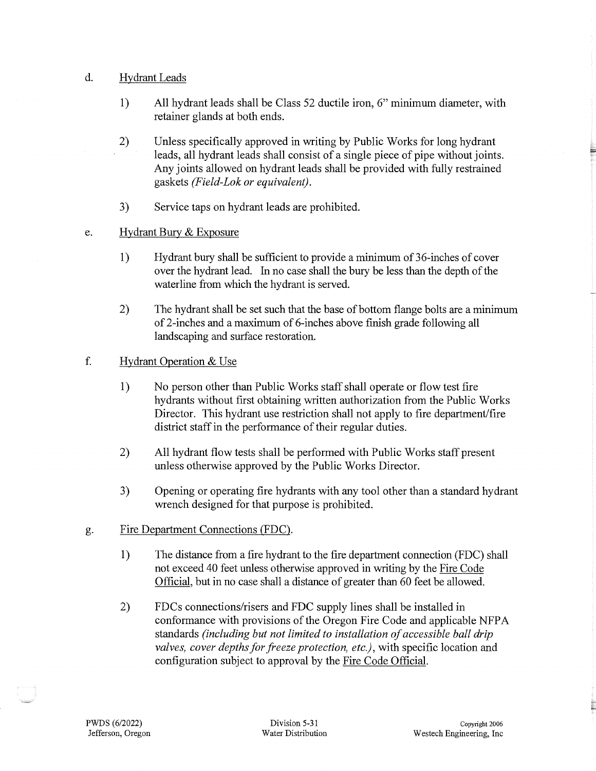d. <u>Hydrant Leads</u>

1) All hydrant leads shall be Class 52 ductile iron, 6" minimum diameter, with retainer glands at both ends.

2) Unless specifically approved in writing by Public Works for long hydrant leads, all hydrant leads shall consist of a single piece of pipe without joints. Any joints allowed on hydrant leads shall be provided with fully restrained gaskets *(Field-Lok or equivalent)*.

3) Service taps on hydrant leads are prohibited.

e. <u>Hydrant Bury & Exposure</u>

1) Hydrant bury shall be sufficient to provide a minimum of 36-inches of cover over the hydrant lead. In no case shall the bury be less than the depth of the waterline from which the hydrant is served.

2) The hydrant shall be set such that the base of bottom flange bolts are a minimum of 2-inches and a maximum of 6-inches above finish grade following all landscaping and surface restoration.

f. <u>Hydrant Operation & Use</u>

1) No person other than Public Works staff shall operate or flow test fire hydrants without first obtaining written authorization from the Public Works Director. This hydrant use restriction shall not apply to fire department/fire district staff in the performance of their regular duties.

2) All hydrant flow tests shall be performed with Public Works staff present unless otherwise approved by the Public Works Director.

3) Opening or operating fire hydrants with any tool other than a standard hydrant wrench designed for that purpose is prohibited.

g. <u>Fire Department Connections (FDC)</u>.

1) The distance from a fire hydrant to the fire department connection (FDC) shall not exceed 40 feet unless otherwise approved in writing by the <u>Fire Code Official</u>, but in no case shall a distance of greater than 60 feet be allowed.

2) FDCs connections/risers and FDC supply lines shall be installed in conformance with provisions of the Oregon Fire Code and applicable NFPA standards *(including but not limited to installation of accessible ball drip valves, cover depths for freeze protection, etc.)*, with specific location and configuration subject to approval by the <u>Fire Code Official</u>.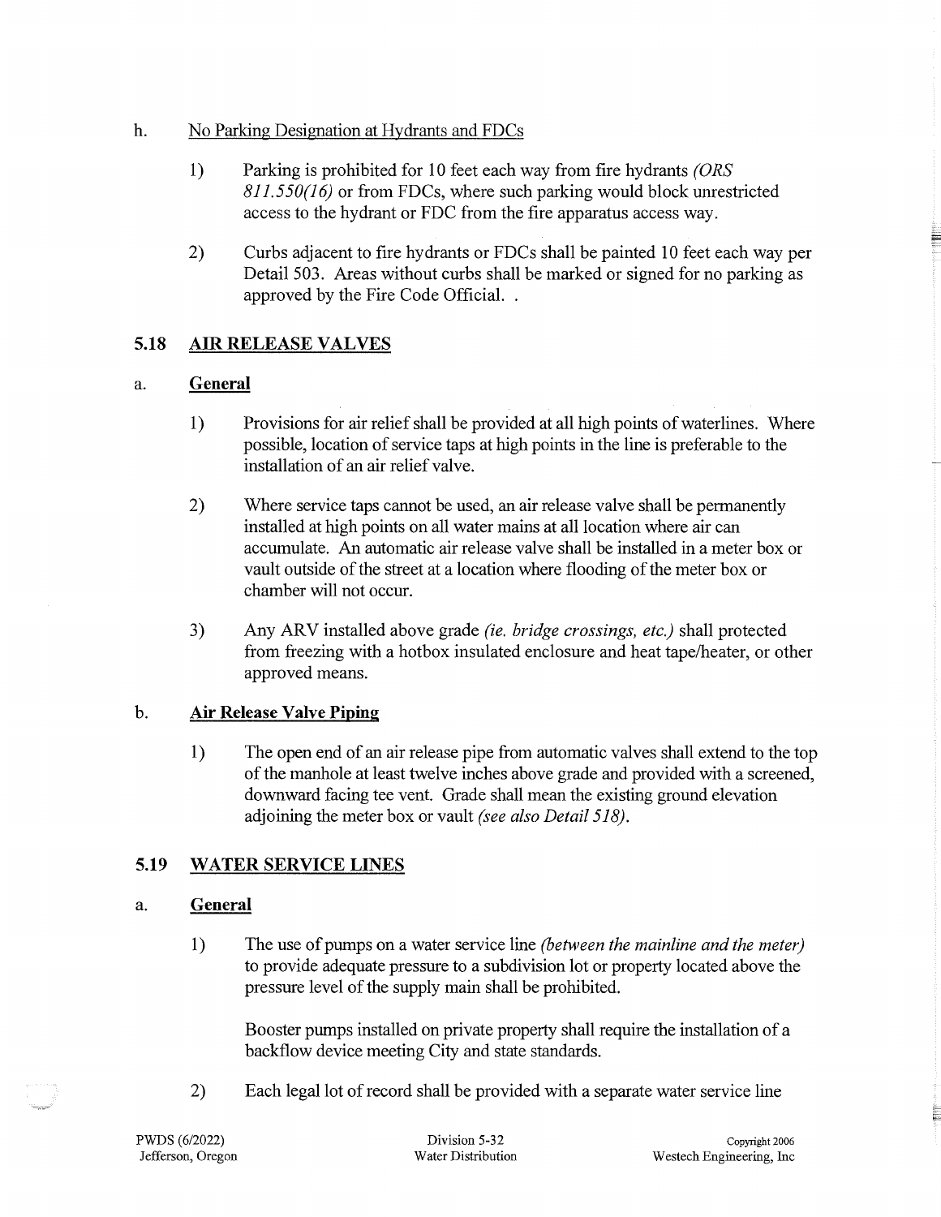h. No Parking Designation at Hydrants and FDCs

1) Parking is prohibited for 10 feet each way from fire hydrants *(ORS 811.550(16)* or from FDCs, where such parking would block unrestricted access to the hydrant or FDC from the fire apparatus access way.

2) Curbs adjacent to fire hydrants or FDCs shall be painted 10 feet each way per Detail 503. Areas without curbs shall be marked or signed for no parking as approved by the Fire Code Official. .

## 5.18 AIR RELEASE VALVES

### a. General

1) Provisions for air relief shall be provided at all high points of waterlines. Where possible, location of service taps at high points in the line is preferable to the installation of an air relief valve.

2) Where service taps cannot be used, an air release valve shall be permanently installed at high points on all water mains at all location where air can accumulate. An automatic air release valve shall be installed in a meter box or vault outside of the street at a location where flooding of the meter box or chamber will not occur.

3) Any ARV installed above grade *(ie. bridge crossings, etc.)* shall protected from freezing with a hotbox insulated enclosure and heat tape/heater, or other approved means.

### b. Air Release Valve Piping

1) The open end of an air release pipe from automatic valves shall extend to the top of the manhole at least twelve inches above grade and provided with a screened, downward facing tee vent. Grade shall mean the existing ground elevation adjoining the meter box or vault *(see also Detail 518).*

## 5.19 WATER SERVICE LINES

### a. General

1) The use of pumps on a water service line *(between the mainline and the meter)* to provide adequate pressure to a subdivision lot or property located above the pressure level of the supply main shall be prohibited.

Booster pumps installed on private property shall require the installation of a backflow device meeting City and state standards.

2) Each legal lot of record shall be provided with a separate water service line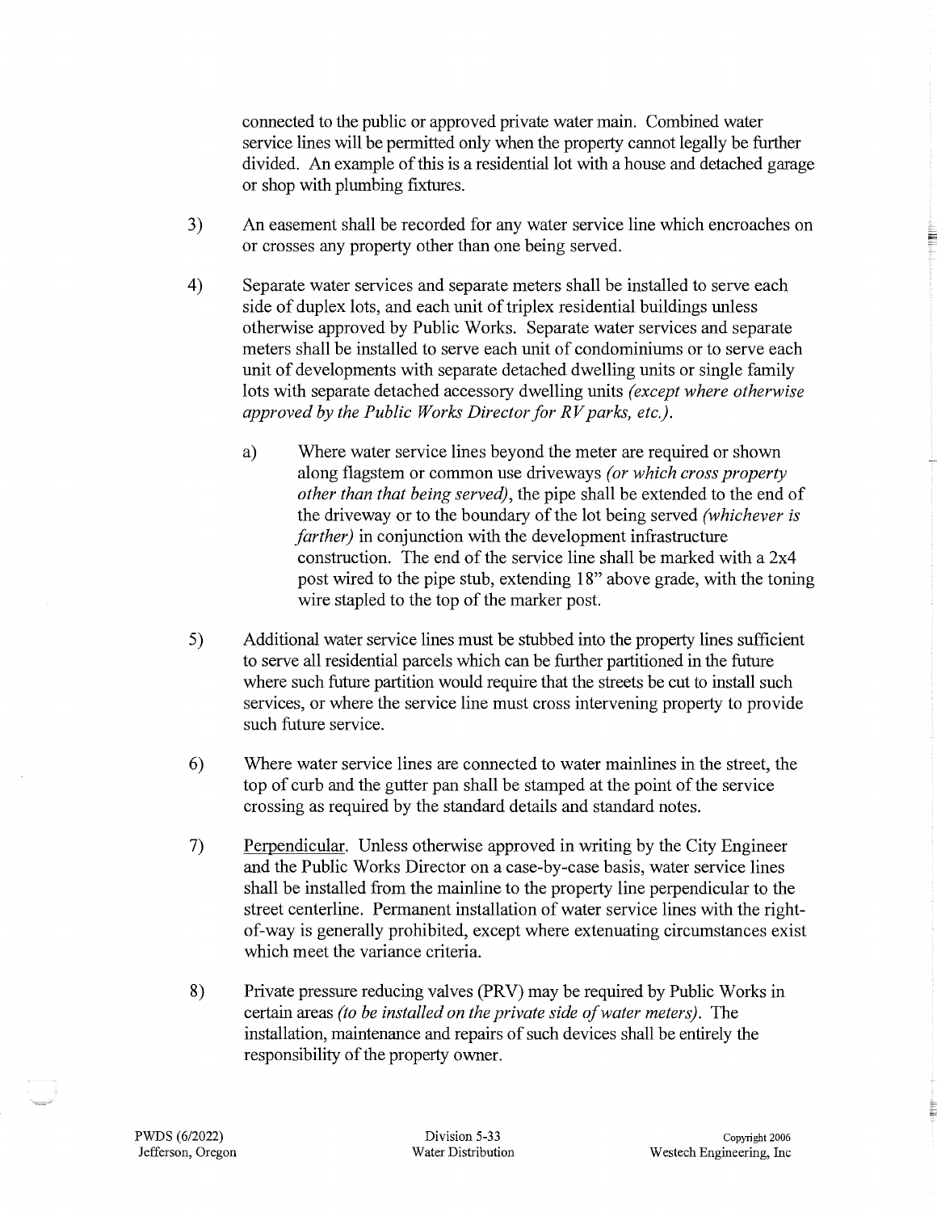connected to the public or approved private water main. Combined water service lines will be permitted only when the property cannot legally be further divided. An example of this is a residential lot with a house and detached garage or shop with plumbing fixtures.

3) An easement shall be recorded for any water service line which encroaches on or crosses any property other than one being served.

4) Separate water services and separate meters shall be installed to serve each side of duplex lots, and each unit of triplex residential buildings unless otherwise approved by Public Works. Separate water services and separate meters shall be installed to serve each unit of condominiums or to serve each unit of developments with separate detached dwelling units or single family lots with separate detached accessory dwelling units *(except where otherwise approved by the Public Works Director for RV parks, etc.).*

   a) Where water service lines beyond the meter are required or shown along flagstem or common use driveways *(or which cross property other than that being served)*, the pipe shall be extended to the end of the driveway or to the boundary of the lot being served *(whichever is farther)* in conjunction with the development infrastructure construction. The end of the service line shall be marked with a 2x4 post wired to the pipe stub, extending 18" above grade, with the toning wire stapled to the top of the marker post.

5) Additional water service lines must be stubbed into the property lines sufficient to serve all residential parcels which can be further partitioned in the future where such future partition would require that the streets be cut to install such services, or where the service line must cross intervening property to provide such future service.

6) Where water service lines are connected to water mainlines in the street, the top of curb and the gutter pan shall be stamped at the point of the service crossing as required by the standard details and standard notes.

7) Perpendicular. Unless otherwise approved in writing by the City Engineer and the Public Works Director on a case-by-case basis, water service lines shall be installed from the mainline to the property line perpendicular to the street centerline. Permanent installation of water service lines with the right-of-way is generally prohibited, except where extenuating circumstances exist which meet the variance criteria.

8) Private pressure reducing valves (PRV) may be required by Public Works in certain areas *(to be installed on the private side of water meters)*. The installation, maintenance and repairs of such devices shall be entirely the responsibility of the property owner.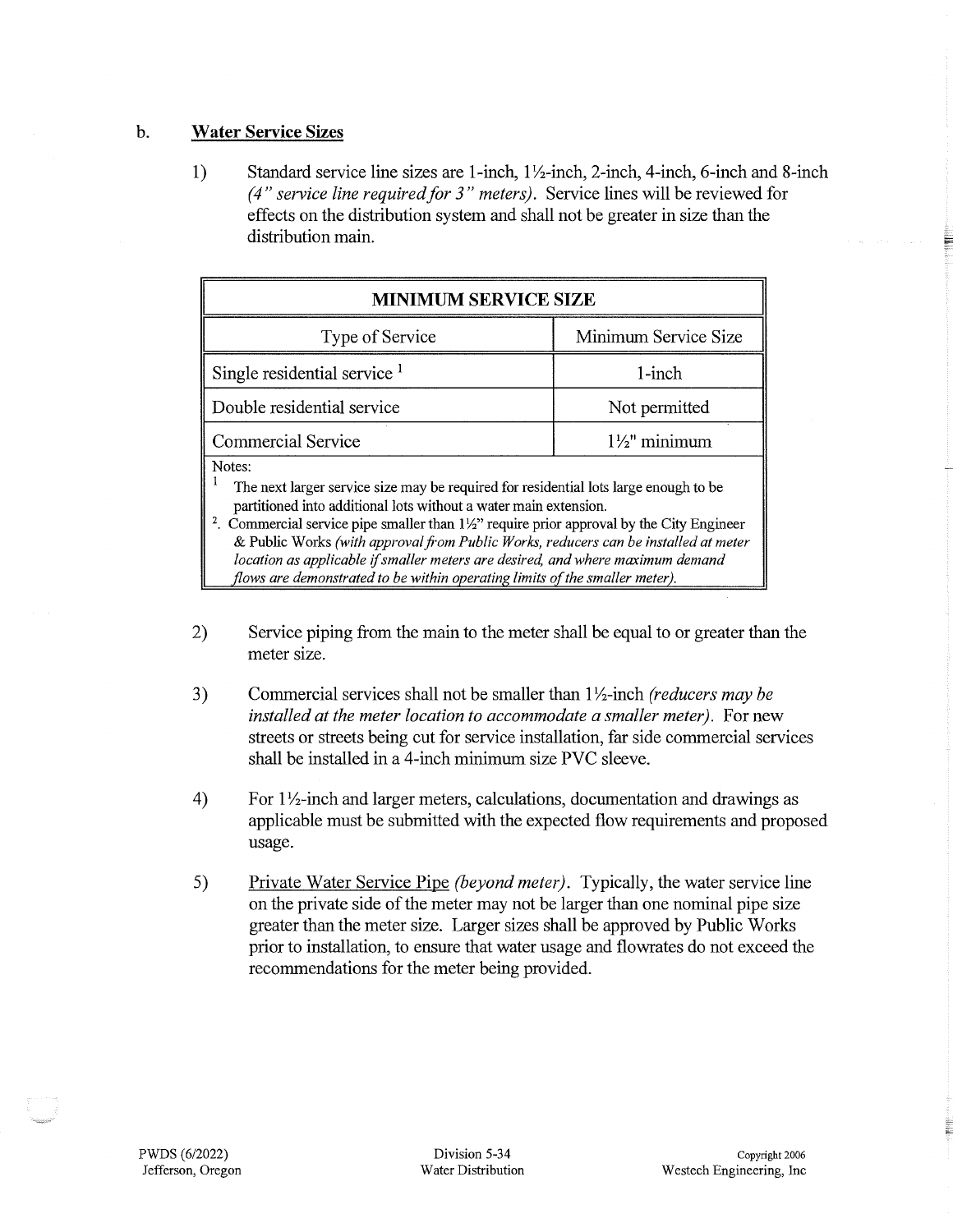b. **Water Service Sizes**

1) Standard service line sizes are 1-inch, 1½-inch, 2-inch, 4-inch, 6-inch and 8-inch *(4" service line required for 3" meters)*. Service lines will be reviewed for effects on the distribution system and shall not be greater in size than the distribution main.

| **MINIMUM SERVICE SIZE** | |
|---|---|
| Type of Service | Minimum Service Size |
| Single residential service [1] | 1-inch |
| Double residential service | Not permitted |
| Commercial Service | 1½" minimum |

Notes:

[1] The next larger service size may be required for residential lots large enough to be partitioned into additional lots without a water main extension.

[2]. Commercial service pipe smaller than 1½" require prior approval by the City Engineer & Public Works *(with approval from Public Works, reducers can be installed at meter location as applicable if smaller meters are desired, and where maximum demand flows are demonstrated to be within operating limits of the smaller meter).*

2) Service piping from the main to the meter shall be equal to or greater than the meter size.

3) Commercial services shall not be smaller than 1½-inch *(reducers may be installed at the meter location to accommodate a smaller meter)*. For new streets or streets being cut for service installation, far side commercial services shall be installed in a 4-inch minimum size PVC sleeve.

4) For 1½-inch and larger meters, calculations, documentation and drawings as applicable must be submitted with the expected flow requirements and proposed usage.

5) <u>Private Water Service Pipe</u> *(beyond meter)*. Typically, the water service line on the private side of the meter may not be larger than one nominal pipe size greater than the meter size. Larger sizes shall be approved by Public Works prior to installation, to ensure that water usage and flowrates do not exceed the recommendations for the meter being provided.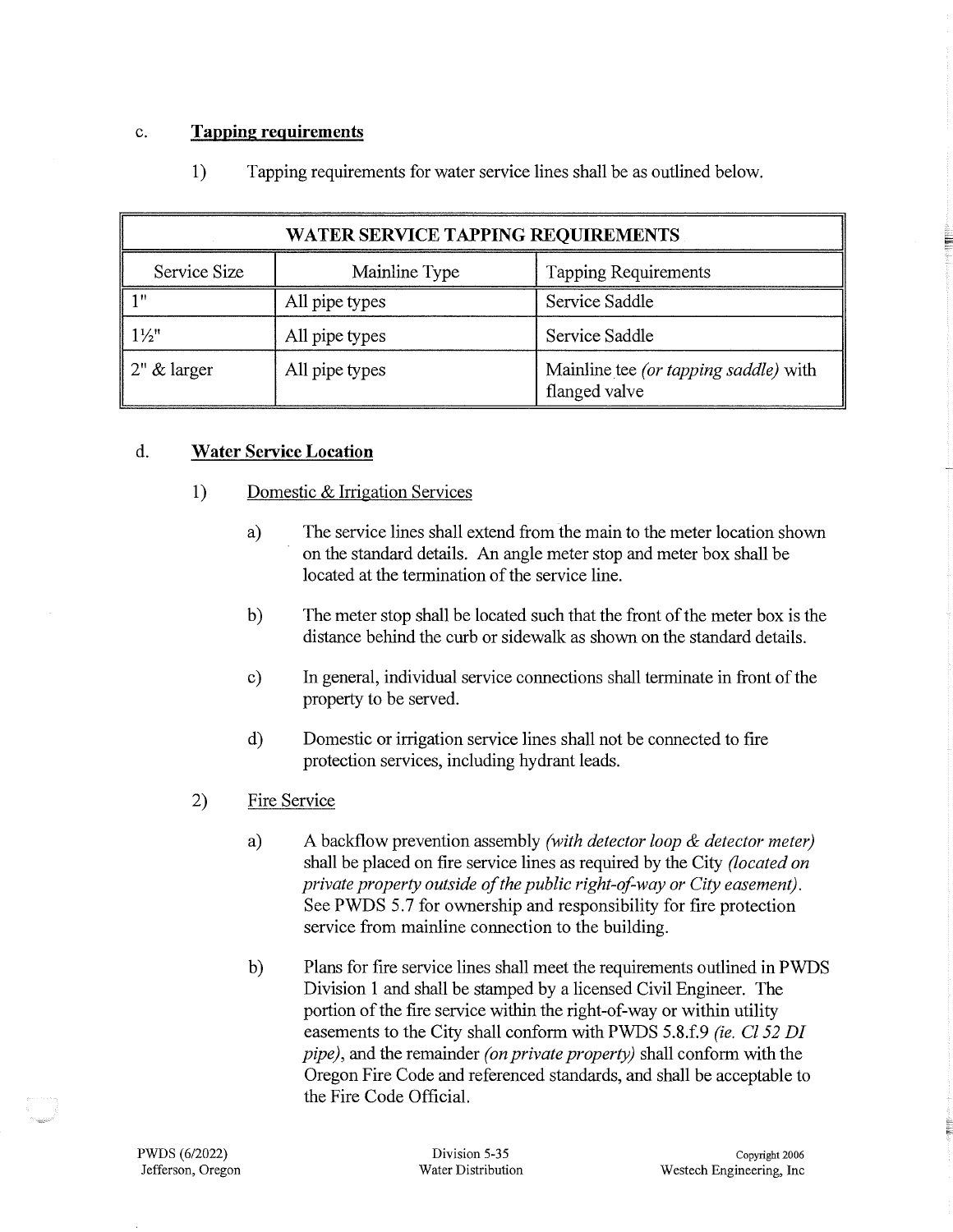c. **Tapping requirements**

1) Tapping requirements for water service lines shall be as outlined below.

| WATER SERVICE TAPPING REQUIREMENTS | | |
|---|---|---|
| Service Size | Mainline Type | Tapping Requirements |
| 1" | All pipe types | Service Saddle |
| 1½" | All pipe types | Service Saddle |
| 2" & larger | All pipe types | Mainline tee *(or tapping saddle)* with flanged valve |

d. **Water Service Location**

1) Domestic & Irrigation Services

a) The service lines shall extend from the main to the meter location shown on the standard details. An angle meter stop and meter box shall be located at the termination of the service line.

b) The meter stop shall be located such that the front of the meter box is the distance behind the curb or sidewalk as shown on the standard details.

c) In general, individual service connections shall terminate in front of the property to be served.

d) Domestic or irrigation service lines shall not be connected to fire protection services, including hydrant leads.

2) Fire Service

a) A backflow prevention assembly *(with detector loop & detector meter)* shall be placed on fire service lines as required by the City *(located on private property outside of the public right-of-way or City easement)*. See PWDS 5.7 for ownership and responsibility for fire protection service from mainline connection to the building.

b) Plans for fire service lines shall meet the requirements outlined in PWDS Division 1 and shall be stamped by a licensed Civil Engineer. The portion of the fire service within the right-of-way or within utility easements to the City shall conform with PWDS 5.8.f.9 *(ie. Cl 52 DI pipe)*, and the remainder *(on private property)* shall conform with the Oregon Fire Code and referenced standards, and shall be acceptable to the Fire Code Official.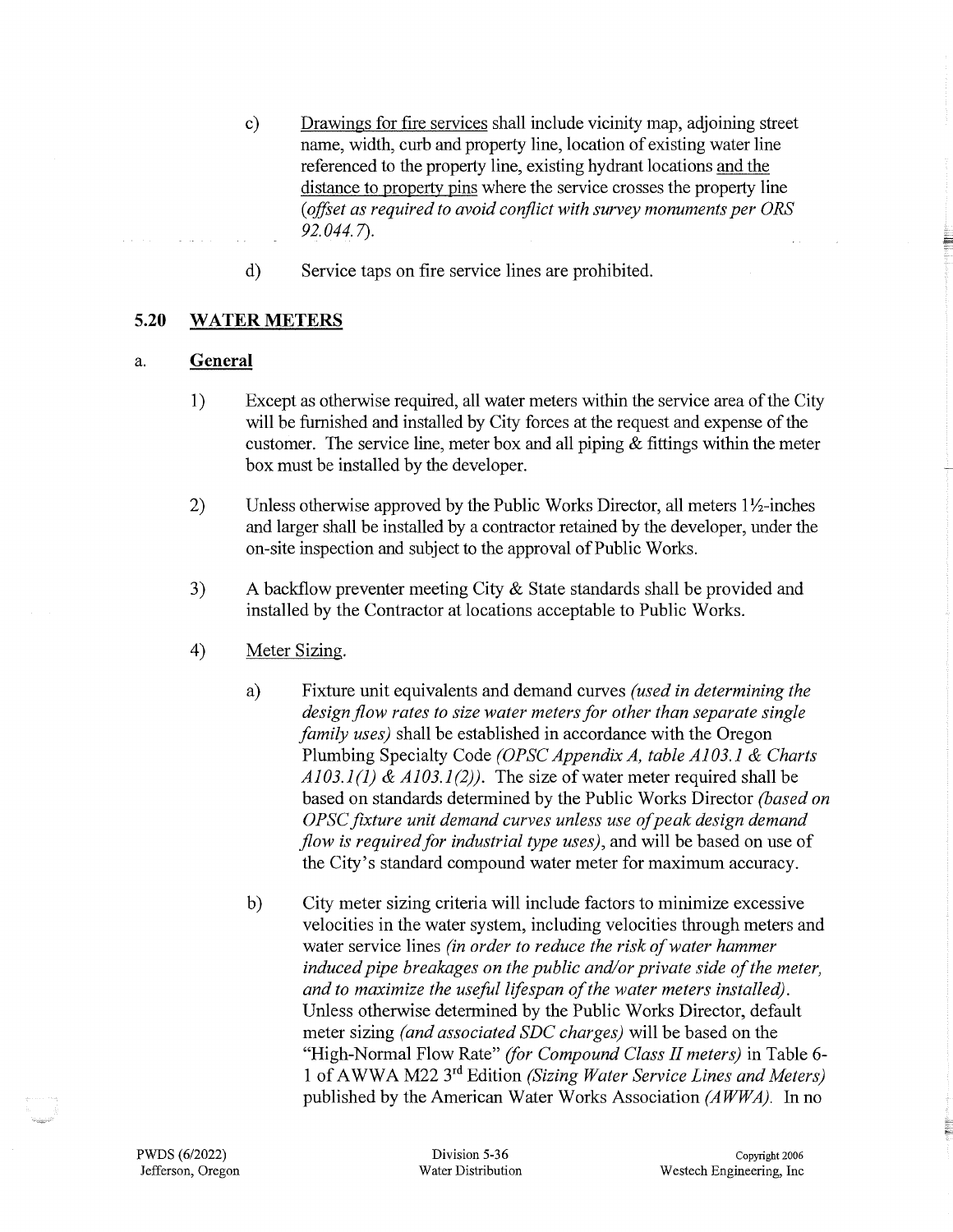c) Drawings for fire services shall include vicinity map, adjoining street name, width, curb and property line, location of existing water line referenced to the property line, existing hydrant locations and the distance to property pins where the service crosses the property line *(offset as required to avoid conflict with survey monuments per ORS 92.044.7)*.

d) Service taps on fire service lines are prohibited.

## 5.20 WATER METERS

### a. General

1) Except as otherwise required, all water meters within the service area of the City will be furnished and installed by City forces at the request and expense of the customer. The service line, meter box and all piping & fittings within the meter box must be installed by the developer.

2) Unless otherwise approved by the Public Works Director, all meters 1½-inches and larger shall be installed by a contractor retained by the developer, under the on-site inspection and subject to the approval of Public Works.

3) A backflow preventer meeting City & State standards shall be provided and installed by the Contractor at locations acceptable to Public Works.

4) Meter Sizing.

a) Fixture unit equivalents and demand curves *(used in determining the design flow rates to size water meters for other than separate single family uses)* shall be established in accordance with the Oregon Plumbing Specialty Code *(OPSC Appendix A, table A103.1 & Charts A103.1(1) & A103.1(2))*. The size of water meter required shall be based on standards determined by the Public Works Director *(based on OPSC fixture unit demand curves unless use of peak design demand flow is required for industrial type uses)*, and will be based on use of the City's standard compound water meter for maximum accuracy.

b) City meter sizing criteria will include factors to minimize excessive velocities in the water system, including velocities through meters and water service lines *(in order to reduce the risk of water hammer induced pipe breakages on the public and/or private side of the meter, and to maximize the useful lifespan of the water meters installed)*. Unless otherwise determined by the Public Works Director, default meter sizing *(and associated SDC charges)* will be based on the "High-Normal Flow Rate" *(for Compound Class II meters)* in Table 6-1 of AWWA M22 3rd Edition *(Sizing Water Service Lines and Meters)* published by the American Water Works Association *(AWWA)*. In no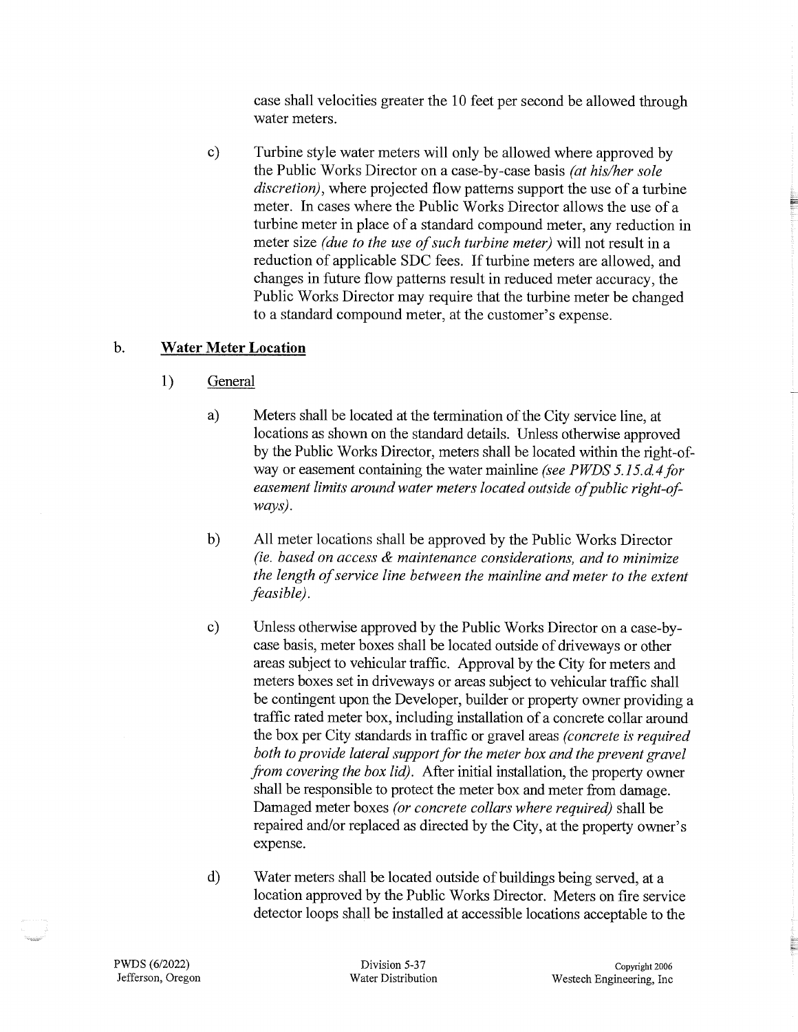case shall velocities greater the 10 feet per second be allowed through water meters.

c) Turbine style water meters will only be allowed where approved by the Public Works Director on a case-by-case basis *(at his/her sole discretion)*, where projected flow patterns support the use of a turbine meter. In cases where the Public Works Director allows the use of a turbine meter in place of a standard compound meter, any reduction in meter size *(due to the use of such turbine meter)* will not result in a reduction of applicable SDC fees. If turbine meters are allowed, and changes in future flow patterns result in reduced meter accuracy, the Public Works Director may require that the turbine meter be changed to a standard compound meter, at the customer's expense.

b. **Water Meter Location**

1) General

a) Meters shall be located at the termination of the City service line, at locations as shown on the standard details. Unless otherwise approved by the Public Works Director, meters shall be located within the right-of-way or easement containing the water mainline *(see PWDS 5.15.d.4 for easement limits around water meters located outside of public right-of-ways)*.

b) All meter locations shall be approved by the Public Works Director *(ie. based on access & maintenance considerations, and to minimize the length of service line between the mainline and meter to the extent feasible)*.

c) Unless otherwise approved by the Public Works Director on a case-by-case basis, meter boxes shall be located outside of driveways or other areas subject to vehicular traffic. Approval by the City for meters and meters boxes set in driveways or areas subject to vehicular traffic shall be contingent upon the Developer, builder or property owner providing a traffic rated meter box, including installation of a concrete collar around the box per City standards in traffic or gravel areas *(concrete is required both to provide lateral support for the meter box and the prevent gravel from covering the box lid)*. After initial installation, the property owner shall be responsible to protect the meter box and meter from damage. Damaged meter boxes *(or concrete collars where required)* shall be repaired and/or replaced as directed by the City, at the property owner's expense.

d) Water meters shall be located outside of buildings being served, at a location approved by the Public Works Director. Meters on fire service detector loops shall be installed at accessible locations acceptable to the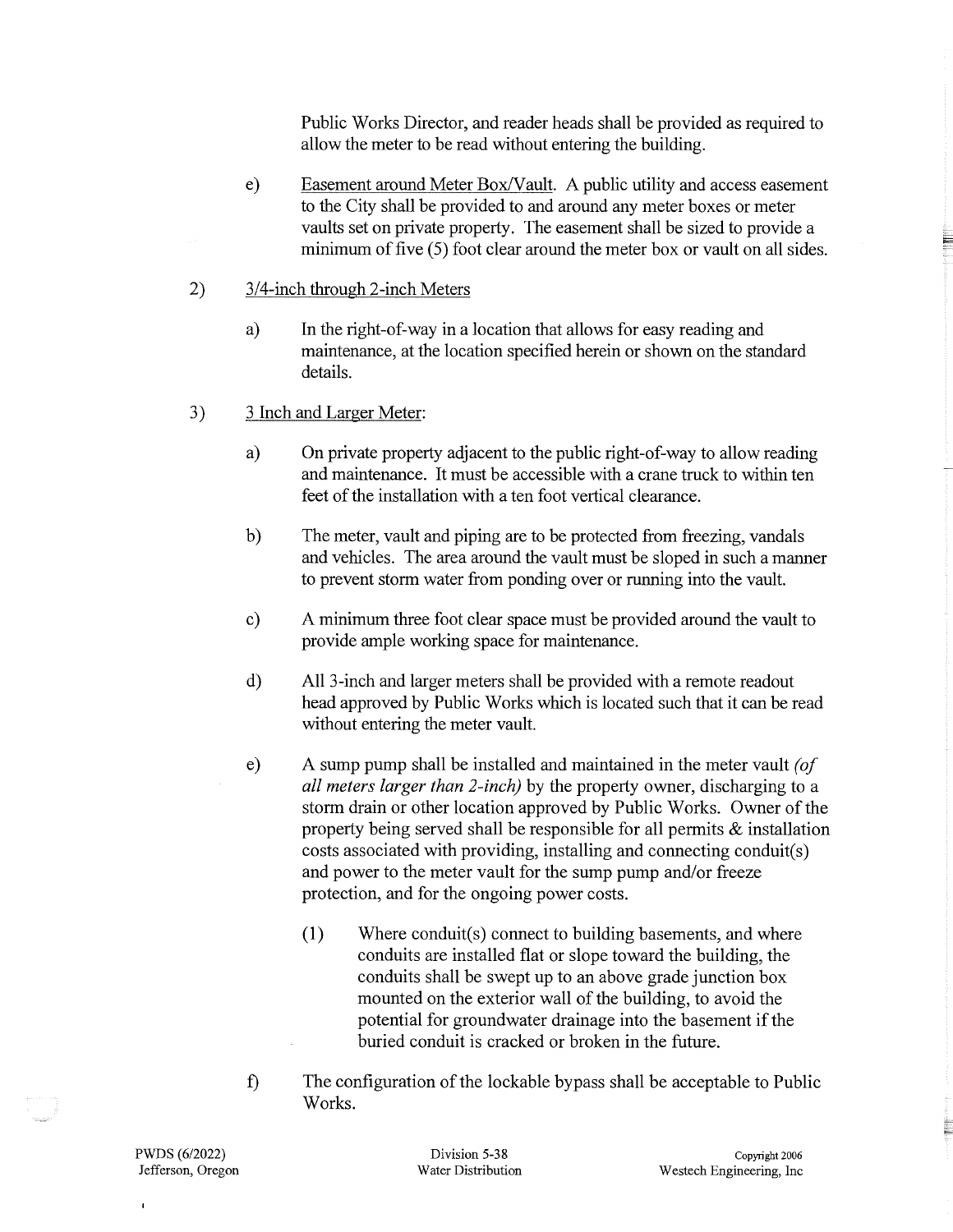Public Works Director, and reader heads shall be provided as required to allow the meter to be read without entering the building.

e) Easement around Meter Box/Vault. A public utility and access easement to the City shall be provided to and around any meter boxes or meter vaults set on private property. The easement shall be sized to provide a minimum of five (5) foot clear around the meter box or vault on all sides.

2) 3/4-inch through 2-inch Meters

a) In the right-of-way in a location that allows for easy reading and maintenance, at the location specified herein or shown on the standard details.

3) 3 Inch and Larger Meter:

a) On private property adjacent to the public right-of-way to allow reading and maintenance. It must be accessible with a crane truck to within ten feet of the installation with a ten foot vertical clearance.

b) The meter, vault and piping are to be protected from freezing, vandals and vehicles. The area around the vault must be sloped in such a manner to prevent storm water from ponding over or running into the vault.

c) A minimum three foot clear space must be provided around the vault to provide ample working space for maintenance.

d) All 3-inch and larger meters shall be provided with a remote readout head approved by Public Works which is located such that it can be read without entering the meter vault.

e) A sump pump shall be installed and maintained in the meter vault *(of all meters larger than 2-inch)* by the property owner, discharging to a storm drain or other location approved by Public Works. Owner of the property being served shall be responsible for all permits & installation costs associated with providing, installing and connecting conduit(s) and power to the meter vault for the sump pump and/or freeze protection, and for the ongoing power costs.

(1) Where conduit(s) connect to building basements, and where conduits are installed flat or slope toward the building, the conduits shall be swept up to an above grade junction box mounted on the exterior wall of the building, to avoid the potential for groundwater drainage into the basement if the buried conduit is cracked or broken in the future.

f) The configuration of the lockable bypass shall be acceptable to Public Works.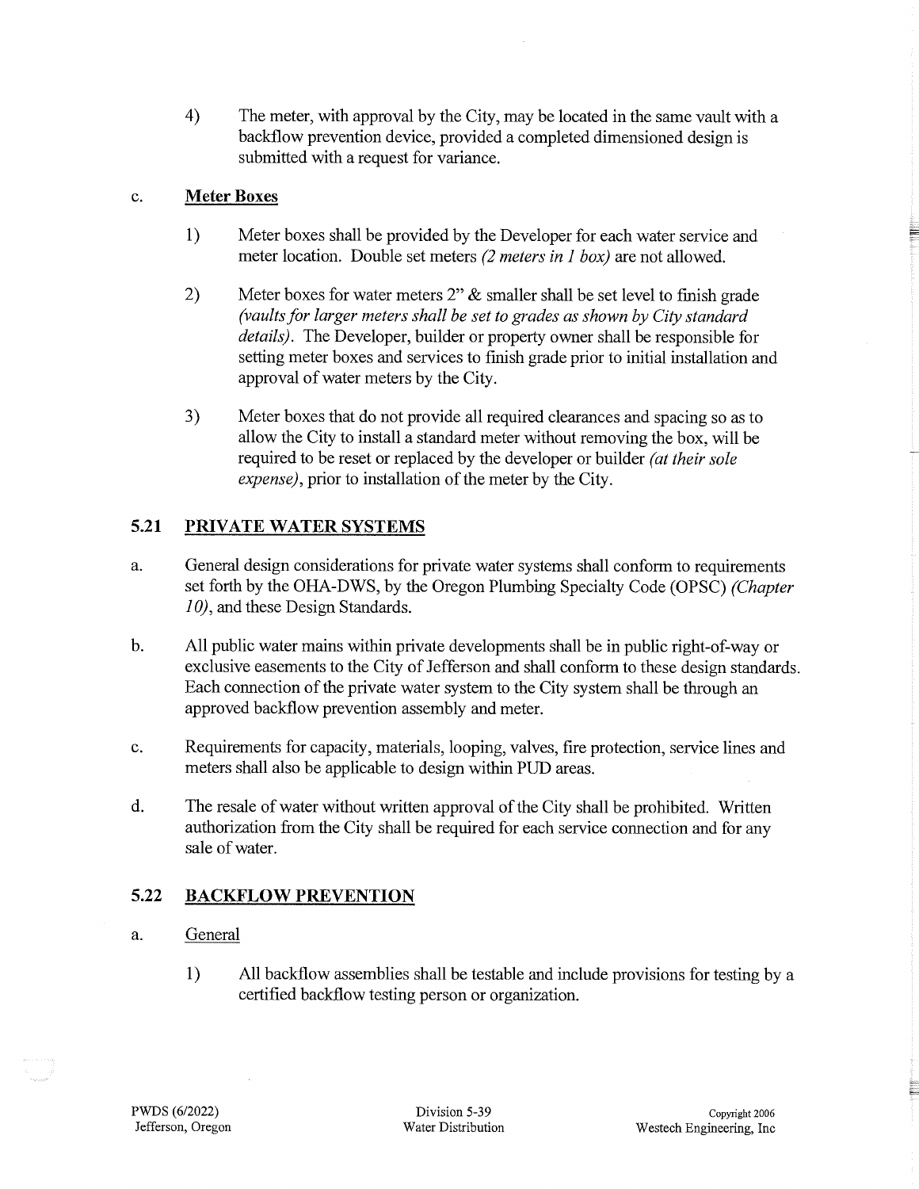4) The meter, with approval by the City, may be located in the same vault with a backflow prevention device, provided a completed dimensioned design is submitted with a request for variance.

c. **Meter Boxes**

1) Meter boxes shall be provided by the Developer for each water service and meter location. Double set meters *(2 meters in 1 box)* are not allowed.

2) Meter boxes for water meters 2" & smaller shall be set level to finish grade *(vaults for larger meters shall be set to grades as shown by City standard details)*. The Developer, builder or property owner shall be responsible for setting meter boxes and services to finish grade prior to initial installation and approval of water meters by the City.

3) Meter boxes that do not provide all required clearances and spacing so as to allow the City to install a standard meter without removing the box, will be required to be reset or replaced by the developer or builder *(at their sole expense)*, prior to installation of the meter by the City.

## 5.21 PRIVATE WATER SYSTEMS

a. General design considerations for private water systems shall conform to requirements set forth by the OHA-DWS, by the Oregon Plumbing Specialty Code (OPSC) *(Chapter 10)*, and these Design Standards.

b. All public water mains within private developments shall be in public right-of-way or exclusive easements to the City of Jefferson and shall conform to these design standards. Each connection of the private water system to the City system shall be through an approved backflow prevention assembly and meter.

c. Requirements for capacity, materials, looping, valves, fire protection, service lines and meters shall also be applicable to design within PUD areas.

d. The resale of water without written approval of the City shall be prohibited. Written authorization from the City shall be required for each service connection and for any sale of water.

## 5.22 BACKFLOW PREVENTION

a. General

1) All backflow assemblies shall be testable and include provisions for testing by a certified backflow testing person or organization.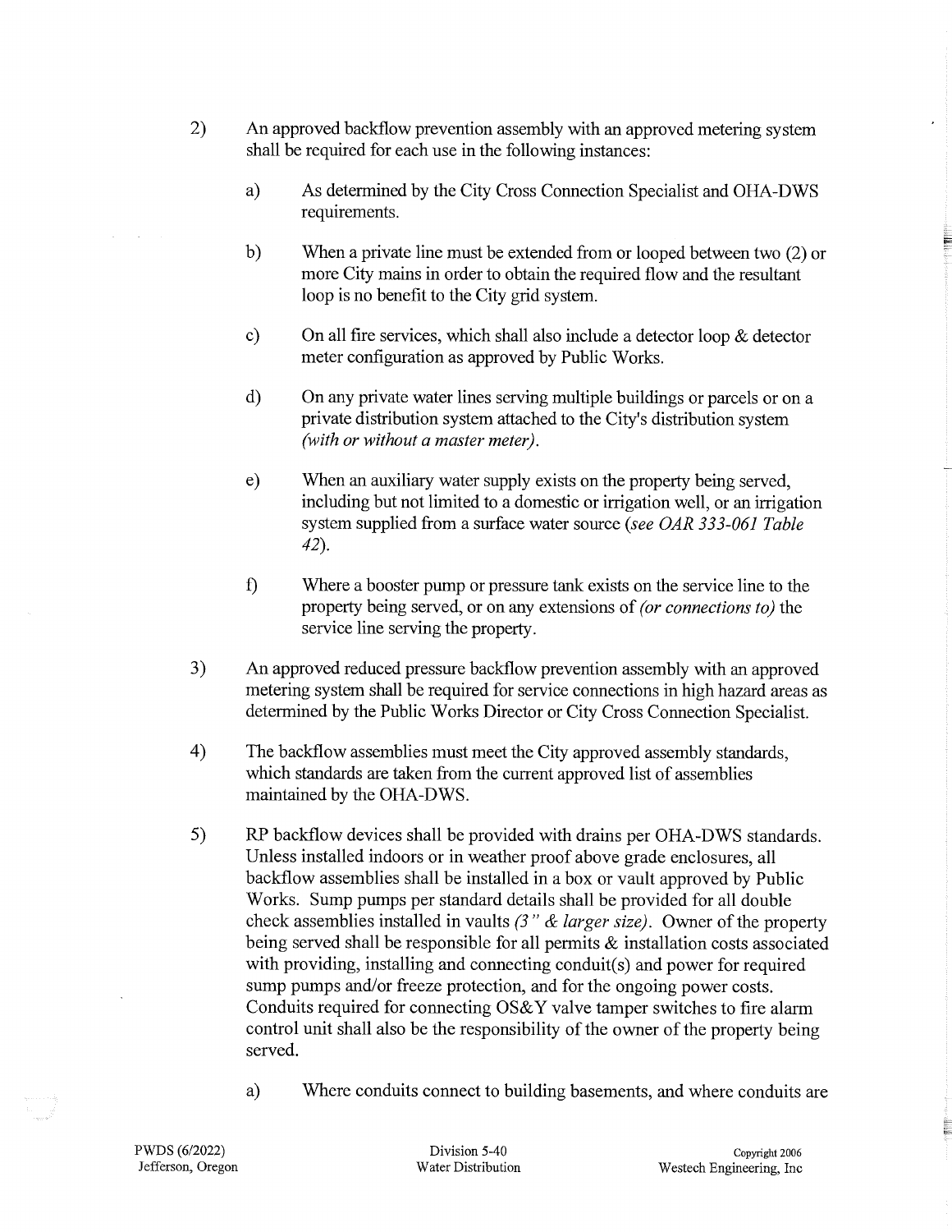2) An approved backflow prevention assembly with an approved metering system shall be required for each use in the following instances:

   a) As determined by the City Cross Connection Specialist and OHA-DWS requirements.

   b) When a private line must be extended from or looped between two (2) or more City mains in order to obtain the required flow and the resultant loop is no benefit to the City grid system.

   c) On all fire services, which shall also include a detector loop & detector meter configuration as approved by Public Works.

   d) On any private water lines serving multiple buildings or parcels or on a private distribution system attached to the City's distribution system *(with or without a master meter)*.

   e) When an auxiliary water supply exists on the property being served, including but not limited to a domestic or irrigation well, or an irrigation system supplied from a surface water source *(see OAR 333-061 Table 42)*.

   f) Where a booster pump or pressure tank exists on the service line to the property being served, or on any extensions of *(or connections to)* the service line serving the property.

3) An approved reduced pressure backflow prevention assembly with an approved metering system shall be required for service connections in high hazard areas as determined by the Public Works Director or City Cross Connection Specialist.

4) The backflow assemblies must meet the City approved assembly standards, which standards are taken from the current approved list of assemblies maintained by the OHA-DWS.

5) RP backflow devices shall be provided with drains per OHA-DWS standards. Unless installed indoors or in weather proof above grade enclosures, all backflow assemblies shall be installed in a box or vault approved by Public Works. Sump pumps per standard details shall be provided for all double check assemblies installed in vaults *(3" & larger size)*. Owner of the property being served shall be responsible for all permits & installation costs associated with providing, installing and connecting conduit(s) and power for required sump pumps and/or freeze protection, and for the ongoing power costs. Conduits required for connecting OS&Y valve tamper switches to fire alarm control unit shall also be the responsibility of the owner of the property being served.

   a) Where conduits connect to building basements, and where conduits are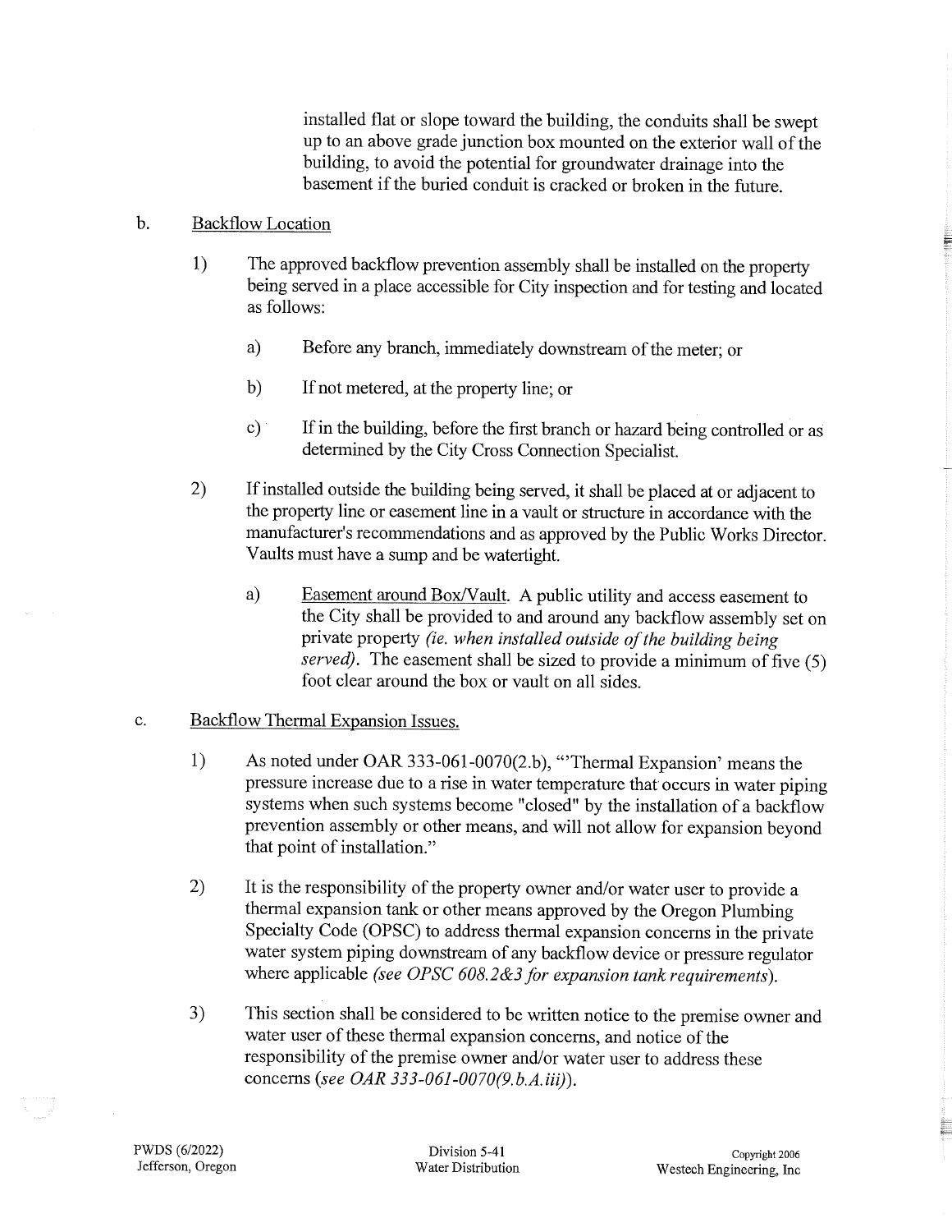installed flat or slope toward the building, the conduits shall be swept up to an above grade junction box mounted on the exterior wall of the building, to avoid the potential for groundwater drainage into the basement if the buried conduit is cracked or broken in the future.

b. Backflow Location

1) The approved backflow prevention assembly shall be installed on the property being served in a place accessible for City inspection and for testing and located as follows:

   a) Before any branch, immediately downstream of the meter; or

   b) If not metered, at the property line; or

   c) If in the building, before the first branch or hazard being controlled or as determined by the City Cross Connection Specialist.

2) If installed outside the building being served, it shall be placed at or adjacent to the property line or easement line in a vault or structure in accordance with the manufacturer's recommendations and as approved by the Public Works Director. Vaults must have a sump and be watertight.

   a) Easement around Box/Vault. A public utility and access easement to the City shall be provided to and around any backflow assembly set on private property *(ie. when installed outside of the building being served)*. The easement shall be sized to provide a minimum of five (5) foot clear around the box or vault on all sides.

c. Backflow Thermal Expansion Issues.

1) As noted under OAR 333-061-0070(2.b), "'Thermal Expansion' means the pressure increase due to a rise in water temperature that occurs in water piping systems when such systems become "closed" by the installation of a backflow prevention assembly or other means, and will not allow for expansion beyond that point of installation."

2) It is the responsibility of the property owner and/or water user to provide a thermal expansion tank or other means approved by the Oregon Plumbing Specialty Code (OPSC) to address thermal expansion concerns in the private water system piping downstream of any backflow device or pressure regulator where applicable *(see OPSC 608.2&3 for expansion tank requirements)*.

3) This section shall be considered to be written notice to the premise owner and water user of these thermal expansion concerns, and notice of the responsibility of the premise owner and/or water user to address these concerns *(see OAR 333-061-0070(9.b.A.iii))*.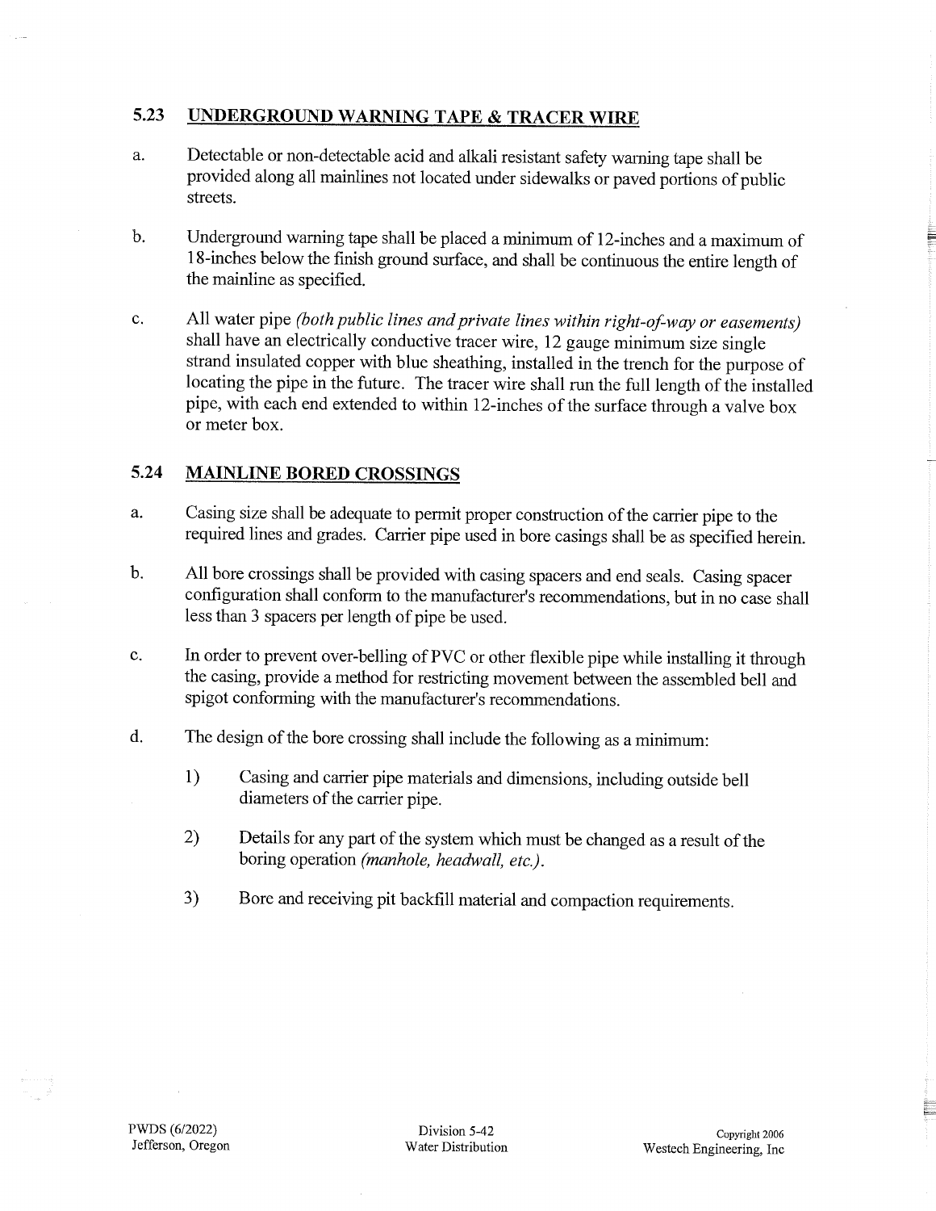## 5.23 UNDERGROUND WARNING TAPE & TRACER WIRE

a. Detectable or non-detectable acid and alkali resistant safety warning tape shall be provided along all mainlines not located under sidewalks or paved portions of public streets.

b. Underground warning tape shall be placed a minimum of 12-inches and a maximum of 18-inches below the finish ground surface, and shall be continuous the entire length of the mainline as specified.

c. All water pipe *(both public lines and private lines within right-of-way or easements)* shall have an electrically conductive tracer wire, 12 gauge minimum size single strand insulated copper with blue sheathing, installed in the trench for the purpose of locating the pipe in the future. The tracer wire shall run the full length of the installed pipe, with each end extended to within 12-inches of the surface through a valve box or meter box.

## 5.24 MAINLINE BORED CROSSINGS

a. Casing size shall be adequate to permit proper construction of the carrier pipe to the required lines and grades. Carrier pipe used in bore casings shall be as specified herein.

b. All bore crossings shall be provided with casing spacers and end seals. Casing spacer configuration shall conform to the manufacturer's recommendations, but in no case shall less than 3 spacers per length of pipe be used.

c. In order to prevent over-belling of PVC or other flexible pipe while installing it through the casing, provide a method for restricting movement between the assembled bell and spigot conforming with the manufacturer's recommendations.

d. The design of the bore crossing shall include the following as a minimum:

1) Casing and carrier pipe materials and dimensions, including outside bell diameters of the carrier pipe.

2) Details for any part of the system which must be changed as a result of the boring operation *(manhole, headwall, etc.)*.

3) Bore and receiving pit backfill material and compaction requirements.